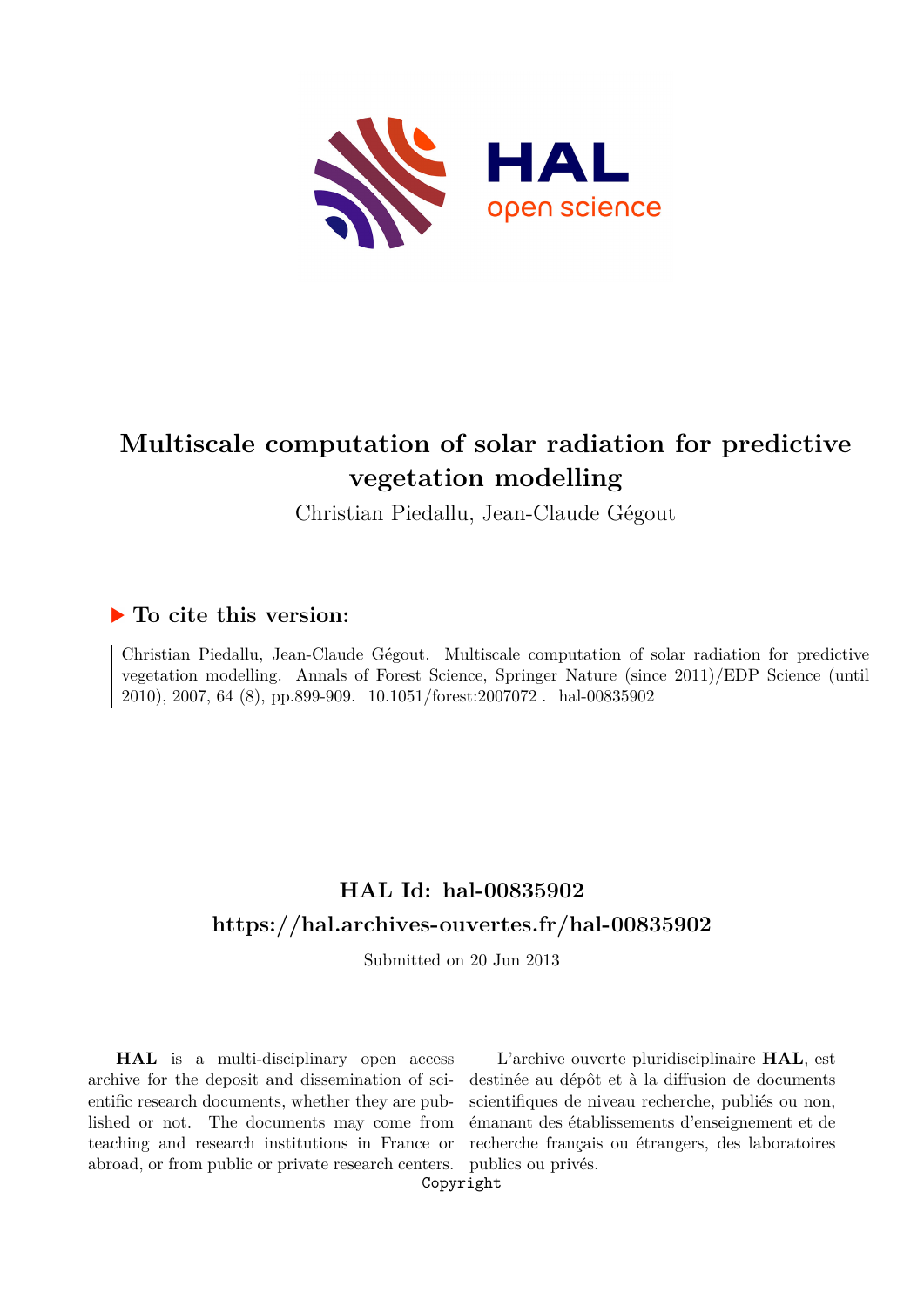# Multiscale computation of solar radiation for predictive vegetation modelling

Christian Piedallu, Jean-Claude Gégout

## ▶ To cite this version:

Christian Piedallu, Jean-Claude Gégout. Multiscale computation of solar radiation for predictive vegetation modelling. Annals of Forest Science, Springer Nature (since 2011)/EDP Science (until 2010), 2007, 64 (8), pp.899-909. 10.1051/forest:2007072. hal-00835902

## HAL Id: hal-00835902

## https://hal.archives-ouvertes.fr/hal-00835902

Submitted on 20 Jun 2013

**HAL** is a multi-disciplinary open access archive for the deposit and dissemination of scientific research documents, whether they are published or not. The documents may come from teaching and research institutions in France or abroad, or from public or private research centers.

L'archive ouverte pluridisciplinaire **HAL**, est destinée au dépôt et à la diffusion de documents scientifiques de niveau recherche, publiés ou non, émanant des établissements d'enseignement et de recherche français ou étrangers, des laboratoires publics ou privés.

Copyright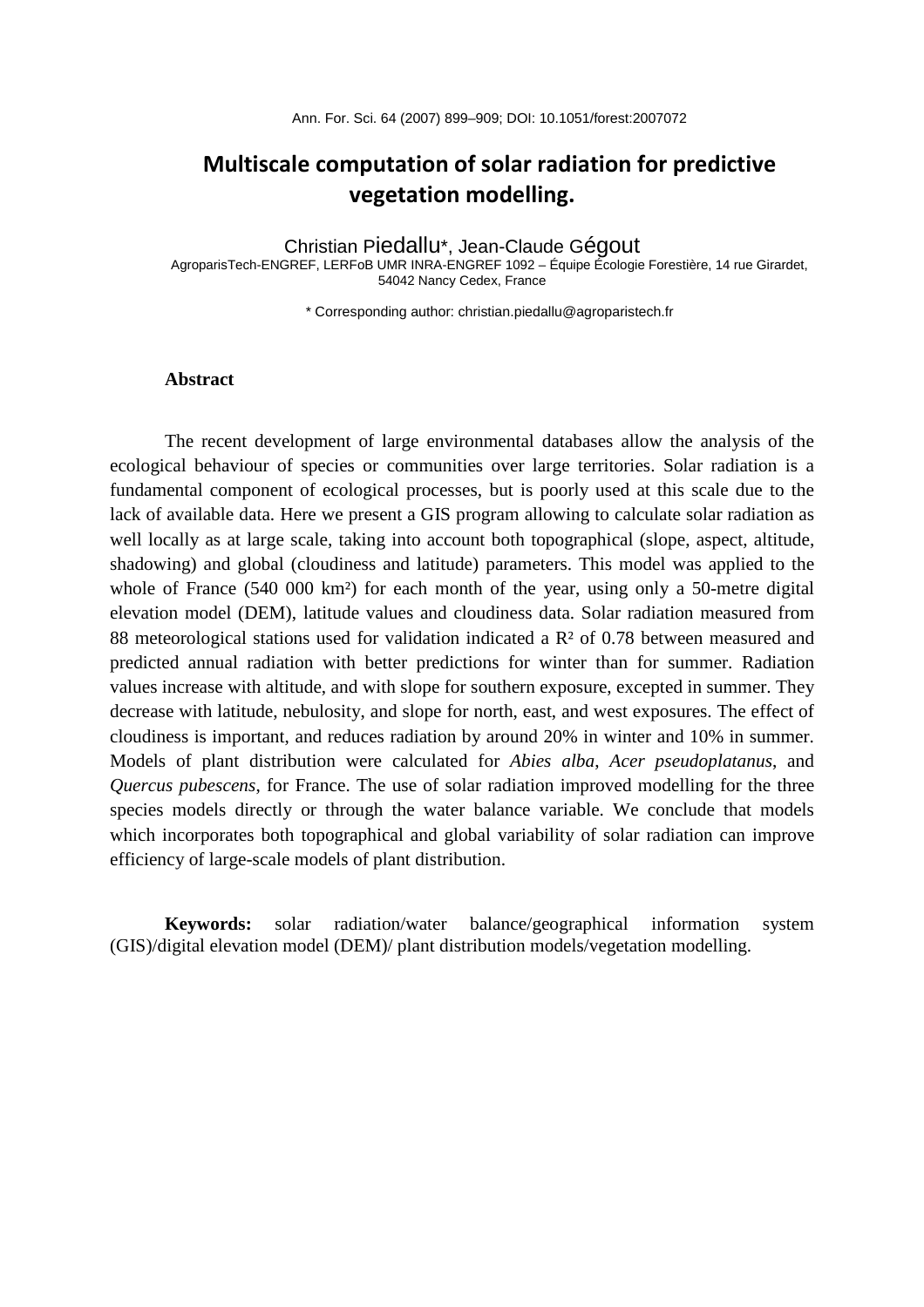Ann. For. Sci. 64 (2007) 899–909; DOI: 10.1051/forest:2007072

# Multiscale computation of solar radiation for predictive vegetation modelling.

Christian Piedallu*, Jean-Claude Gégout

AgroparisTech-ENGREF, LERFoB UMR INRA-ENGREF 1092 – Équipe Écologie Forestière, 14 rue Girardet, 54042 Nancy Cedex, France

\* Corresponding author: christian.piedallu@agroparistech.fr

**Abstract**

The recent development of large environmental databases allow the analysis of the ecological behaviour of species or communities over large territories. Solar radiation is a fundamental component of ecological processes, but is poorly used at this scale due to the lack of available data. Here we present a GIS program allowing to calculate solar radiation as well locally as at large scale, taking into account both topographical (slope, aspect, altitude, shadowing) and global (cloudiness and latitude) parameters. This model was applied to the whole of France (540 000 km²) for each month of the year, using only a 50-metre digital elevation model (DEM), latitude values and cloudiness data. Solar radiation measured from 88 meteorological stations used for validation indicated a $R^2$ of 0.78 between measured and predicted annual radiation with better predictions for winter than for summer. Radiation values increase with altitude, and with slope for southern exposure, excepted in summer. They decrease with latitude, nebulosity, and slope for north, east, and west exposures. The effect of cloudiness is important, and reduces radiation by around 20% in winter and 10% in summer. Models of plant distribution were calculated for *Abies alba*, *Acer pseudoplatanus*, and *Quercus pubescens*, for France. The use of solar radiation improved modelling for the three species models directly or through the water balance variable. We conclude that models which incorporates both topographical and global variability of solar radiation can improve efficiency of large-scale models of plant distribution.

**Keywords:** solar radiation/water balance/geographical information system (GIS)/digital elevation model (DEM)/ plant distribution models/vegetation modelling.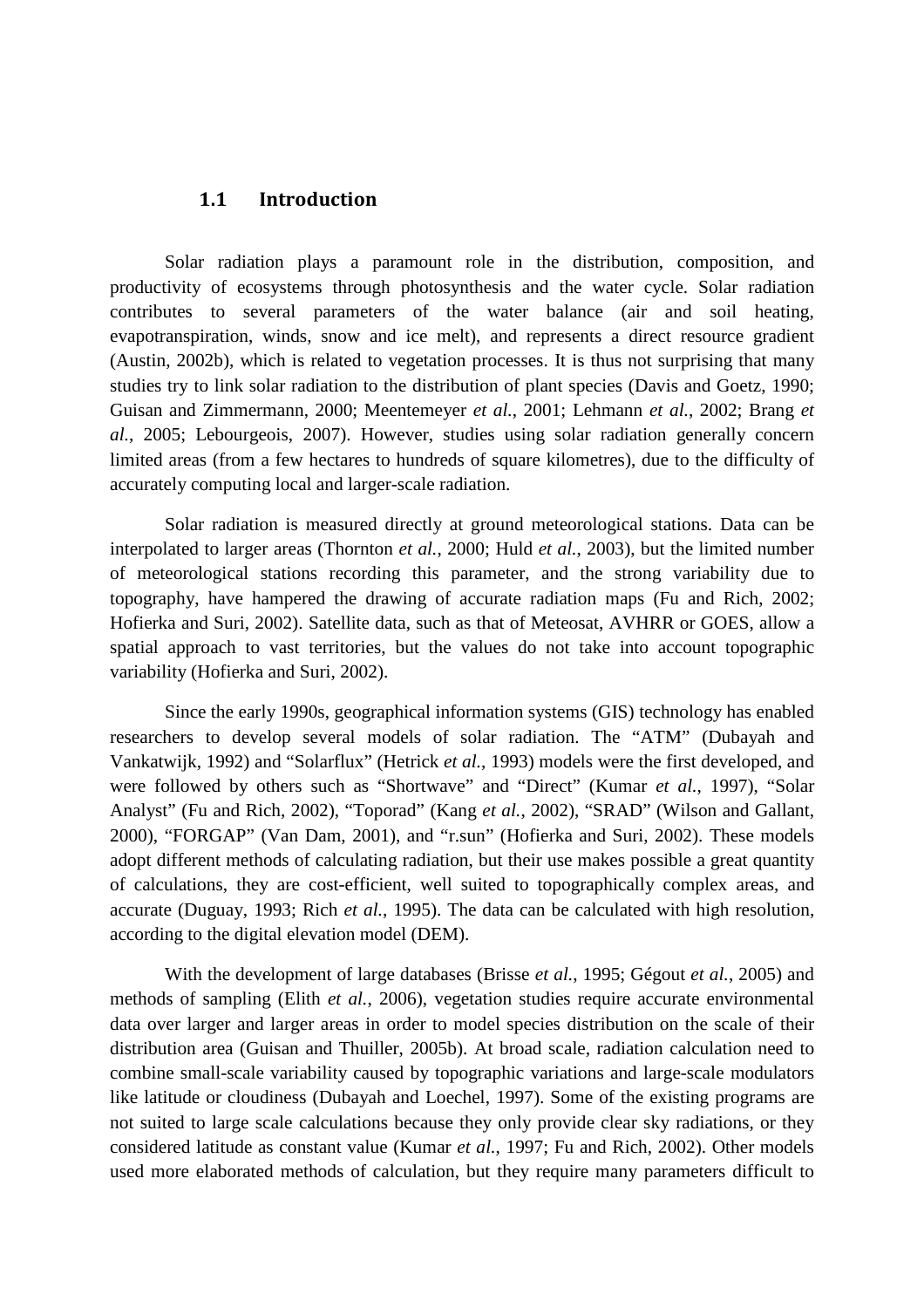## 1.1 Introduction

Solar radiation plays a paramount role in the distribution, composition, and productivity of ecosystems through photosynthesis and the water cycle. Solar radiation contributes to several parameters of the water balance (air and soil heating, evapotranspiration, winds, snow and ice melt), and represents a direct resource gradient (Austin, 2002b), which is related to vegetation processes. It is thus not surprising that many studies try to link solar radiation to the distribution of plant species (Davis and Goetz, 1990; Guisan and Zimmermann, 2000; Meentemeyer *et al.*, 2001; Lehmann *et al.*, 2002; Brang *et al.*, 2005; Lebourgeois, 2007). However, studies using solar radiation generally concern limited areas (from a few hectares to hundreds of square kilometres), due to the difficulty of accurately computing local and larger-scale radiation.

Solar radiation is measured directly at ground meteorological stations. Data can be interpolated to larger areas (Thornton *et al.*, 2000; Huld *et al.*, 2003), but the limited number of meteorological stations recording this parameter, and the strong variability due to topography, have hampered the drawing of accurate radiation maps (Fu and Rich, 2002; Hofierka and Suri, 2002). Satellite data, such as that of Meteosat, AVHRR or GOES, allow a spatial approach to vast territories, but the values do not take into account topographic variability (Hofierka and Suri, 2002).

Since the early 1990s, geographical information systems (GIS) technology has enabled researchers to develop several models of solar radiation. The "ATM" (Dubayah and Vankatwijk, 1992) and "Solarflux" (Hetrick *et al.*, 1993) models were the first developed, and were followed by others such as "Shortwave" and "Direct" (Kumar *et al.*, 1997), "Solar Analyst" (Fu and Rich, 2002), "Toporad" (Kang *et al.*, 2002), "SRAD" (Wilson and Gallant, 2000), "FORGAP" (Van Dam, 2001), and "r.sun" (Hofierka and Suri, 2002). These models adopt different methods of calculating radiation, but their use makes possible a great quantity of calculations, they are cost-efficient, well suited to topographically complex areas, and accurate (Duguay, 1993; Rich *et al.*, 1995). The data can be calculated with high resolution, according to the digital elevation model (DEM).

With the development of large databases (Brisse *et al.*, 1995; Gégout *et al.*, 2005) and methods of sampling (Elith *et al.*, 2006), vegetation studies require accurate environmental data over larger and larger areas in order to model species distribution on the scale of their distribution area (Guisan and Thuiller, 2005b). At broad scale, radiation calculation need to combine small-scale variability caused by topographic variations and large-scale modulators like latitude or cloudiness (Dubayah and Loechel, 1997). Some of the existing programs are not suited to large scale calculations because they only provide clear sky radiations, or they considered latitude as constant value (Kumar *et al.*, 1997; Fu and Rich, 2002). Other models used more elaborated methods of calculation, but they require many parameters difficult to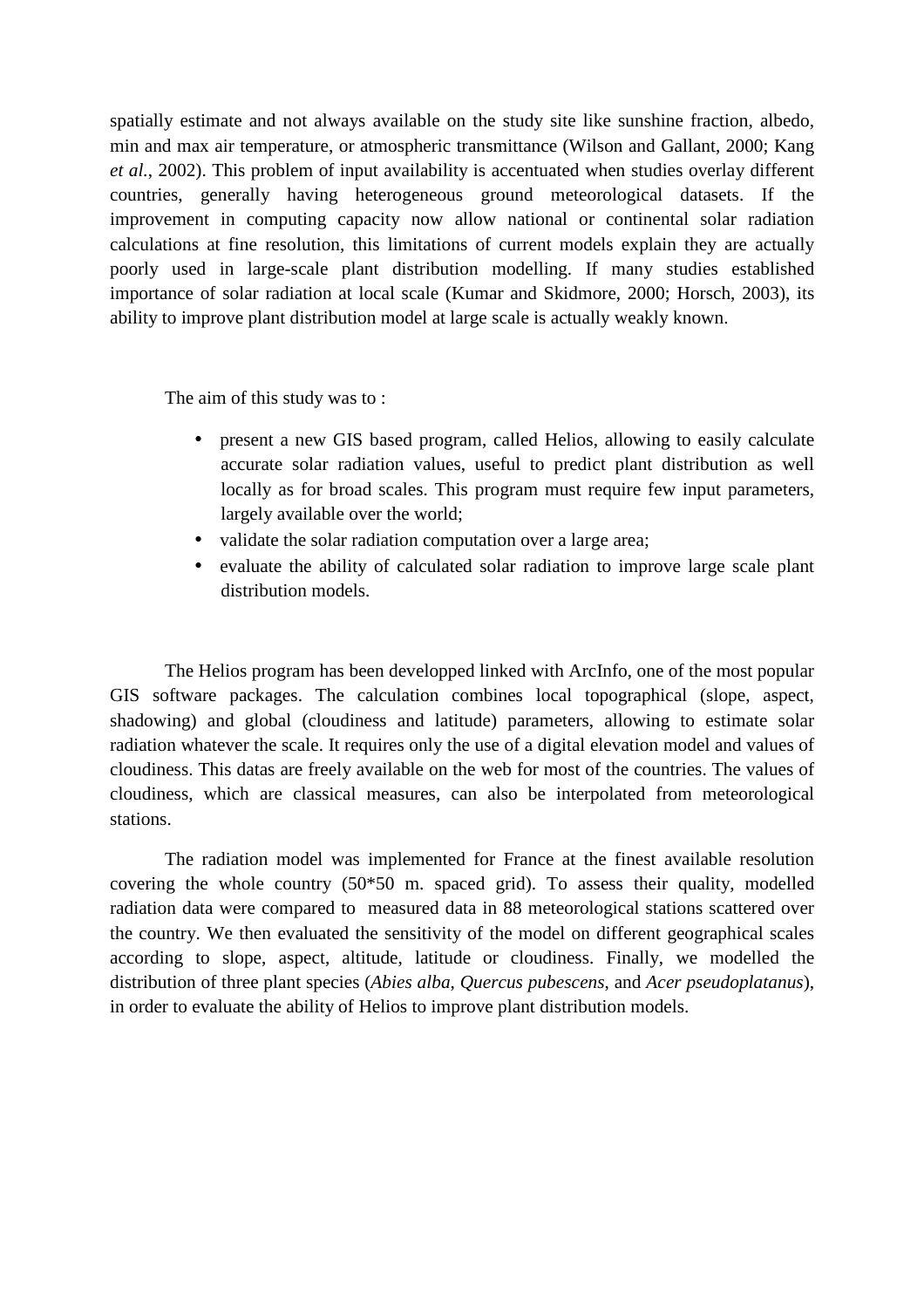spatially estimate and not always available on the study site like sunshine fraction, albedo, min and max air temperature, or atmospheric transmittance (Wilson and Gallant, 2000; Kang *et al.*, 2002). This problem of input availability is accentuated when studies overlay different countries, generally having heterogeneous ground meteorological datasets. If the improvement in computing capacity now allow national or continental solar radiation calculations at fine resolution, this limitations of current models explain they are actually poorly used in large-scale plant distribution modelling. If many studies established importance of solar radiation at local scale (Kumar and Skidmore, 2000; Horsch, 2003), its ability to improve plant distribution model at large scale is actually weakly known.

The aim of this study was to :

- present a new GIS based program, called Helios, allowing to easily calculate accurate solar radiation values, useful to predict plant distribution as well locally as for broad scales. This program must require few input parameters, largely available over the world;
- validate the solar radiation computation over a large area;
- evaluate the ability of calculated solar radiation to improve large scale plant distribution models.

The Helios program has been developped linked with ArcInfo, one of the most popular GIS software packages. The calculation combines local topographical (slope, aspect, shadowing) and global (cloudiness and latitude) parameters, allowing to estimate solar radiation whatever the scale. It requires only the use of a digital elevation model and values of cloudiness. This datas are freely available on the web for most of the countries. The values of cloudiness, which are classical measures, can also be interpolated from meteorological stations.

The radiation model was implemented for France at the finest available resolution covering the whole country (50*50 m. spaced grid). To assess their quality, modelled radiation data were compared to measured data in 88 meteorological stations scattered over the country. We then evaluated the sensitivity of the model on different geographical scales according to slope, aspect, altitude, latitude or cloudiness. Finally, we modelled the distribution of three plant species (*Abies alba*, *Quercus pubescens*, and *Acer pseudoplatanus*), in order to evaluate the ability of Helios to improve plant distribution models.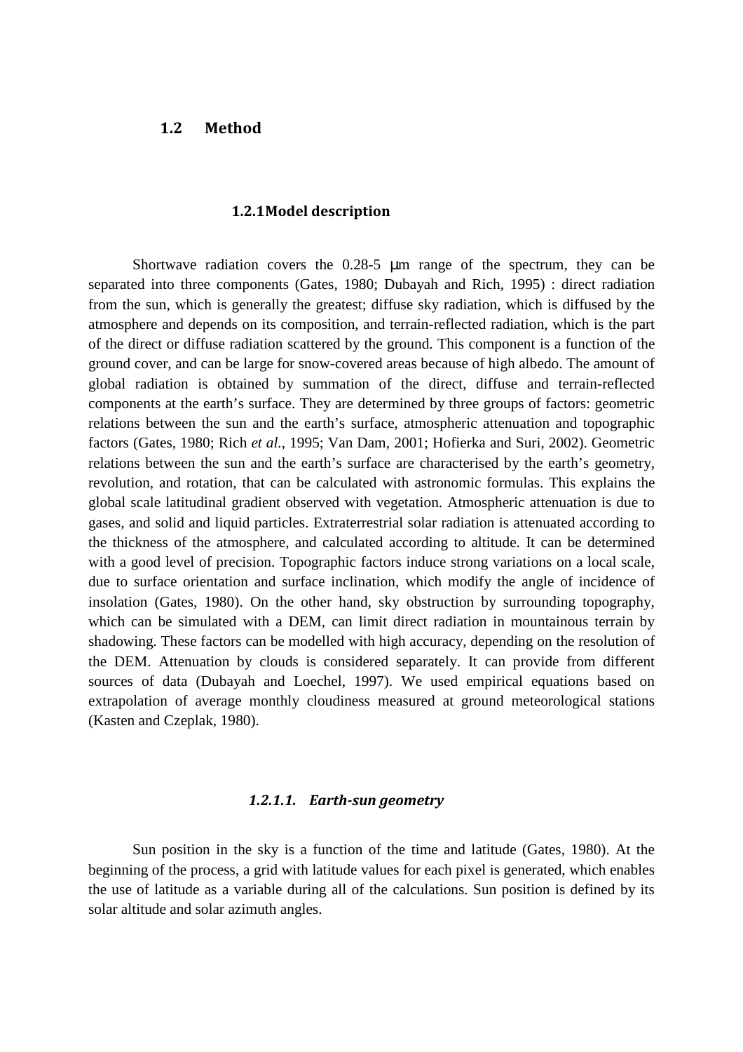## 1.2 Method

### 1.2.1 Model description

Shortwave radiation covers the 0.28-5 μm range of the spectrum, they can be separated into three components (Gates, 1980; Dubayah and Rich, 1995) : direct radiation from the sun, which is generally the greatest; diffuse sky radiation, which is diffused by the atmosphere and depends on its composition, and terrain-reflected radiation, which is the part of the direct or diffuse radiation scattered by the ground. This component is a function of the ground cover, and can be large for snow-covered areas because of high albedo. The amount of global radiation is obtained by summation of the direct, diffuse and terrain-reflected components at the earth's surface. They are determined by three groups of factors: geometric relations between the sun and the earth's surface, atmospheric attenuation and topographic factors (Gates, 1980; Rich *et al.*, 1995; Van Dam, 2001; Hofierka and Suri, 2002). Geometric relations between the sun and the earth's surface are characterised by the earth's geometry, revolution, and rotation, that can be calculated with astronomic formulas. This explains the global scale latitudinal gradient observed with vegetation. Atmospheric attenuation is due to gases, and solid and liquid particles. Extraterrestrial solar radiation is attenuated according to the thickness of the atmosphere, and calculated according to altitude. It can be determined with a good level of precision. Topographic factors induce strong variations on a local scale, due to surface orientation and surface inclination, which modify the angle of incidence of insolation (Gates, 1980). On the other hand, sky obstruction by surrounding topography, which can be simulated with a DEM, can limit direct radiation in mountainous terrain by shadowing. These factors can be modelled with high accuracy, depending on the resolution of the DEM. Attenuation by clouds is considered separately. It can provide from different sources of data (Dubayah and Loechel, 1997). We used empirical equations based on extrapolation of average monthly cloudiness measured at ground meteorological stations (Kasten and Czeplak, 1980).

#### *1.2.1.1. Earth-sun geometry*

Sun position in the sky is a function of the time and latitude (Gates, 1980). At the beginning of the process, a grid with latitude values for each pixel is generated, which enables the use of latitude as a variable during all of the calculations. Sun position is defined by its solar altitude and solar azimuth angles.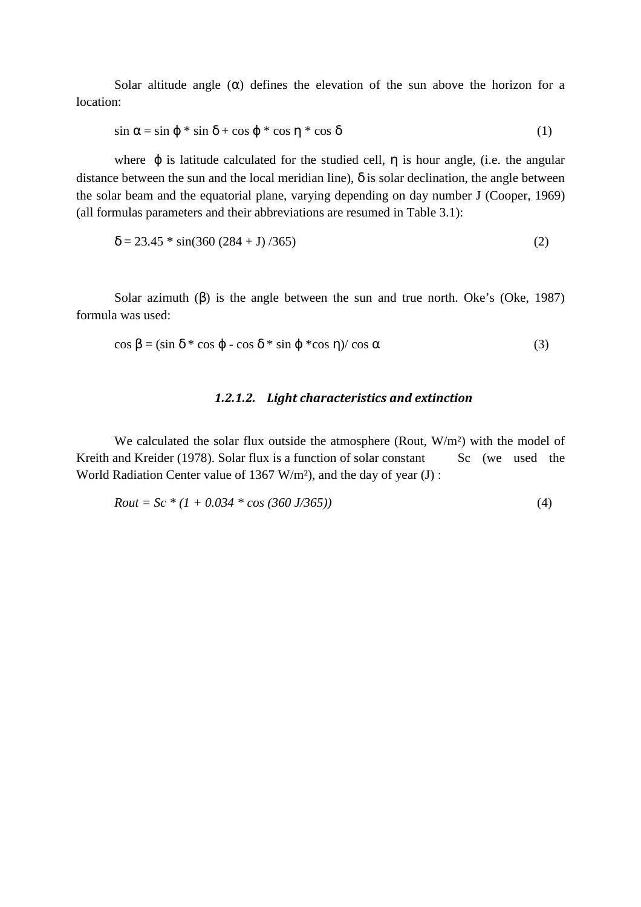Solar altitude angle ($\alpha$) defines the elevation of the sun above the horizon for a location:

$$\sin \alpha = \sin \varphi * \sin \delta + \cos \varphi * \cos \eta * \cos \delta \quad (1)$$

where $\varphi$ is latitude calculated for the studied cell, $\eta$ is hour angle, (i.e. the angular distance between the sun and the local meridian line), $\delta$ is solar declination, the angle between the solar beam and the equatorial plane, varying depending on day number J (Cooper, 1969) (all formulas parameters and their abbreviations are resumed in Table 3.1):

$$\delta = 23.45 * \sin(360 (284 + J) /365) \quad (2)$$

Solar azimuth ($\beta$) is the angle between the sun and true north. Oke's (Oke, 1987) formula was used:

$$\cos \beta = (\sin \delta * \cos \varphi - \cos \delta * \sin \varphi * \cos \eta)/ \cos \alpha \quad (3)$$

#### *1.2.1.2. Light characteristics and extinction*

We calculated the solar flux outside the atmosphere (Rout, W/m²) with the model of Kreith and Kreider (1978). Solar flux is a function of solar constant Sc (we used the World Radiation Center value of 1367 W/m²), and the day of year (J) :

$$Rout = Sc * (1 + 0.034 * \cos (360 J/365)) \quad (4)$$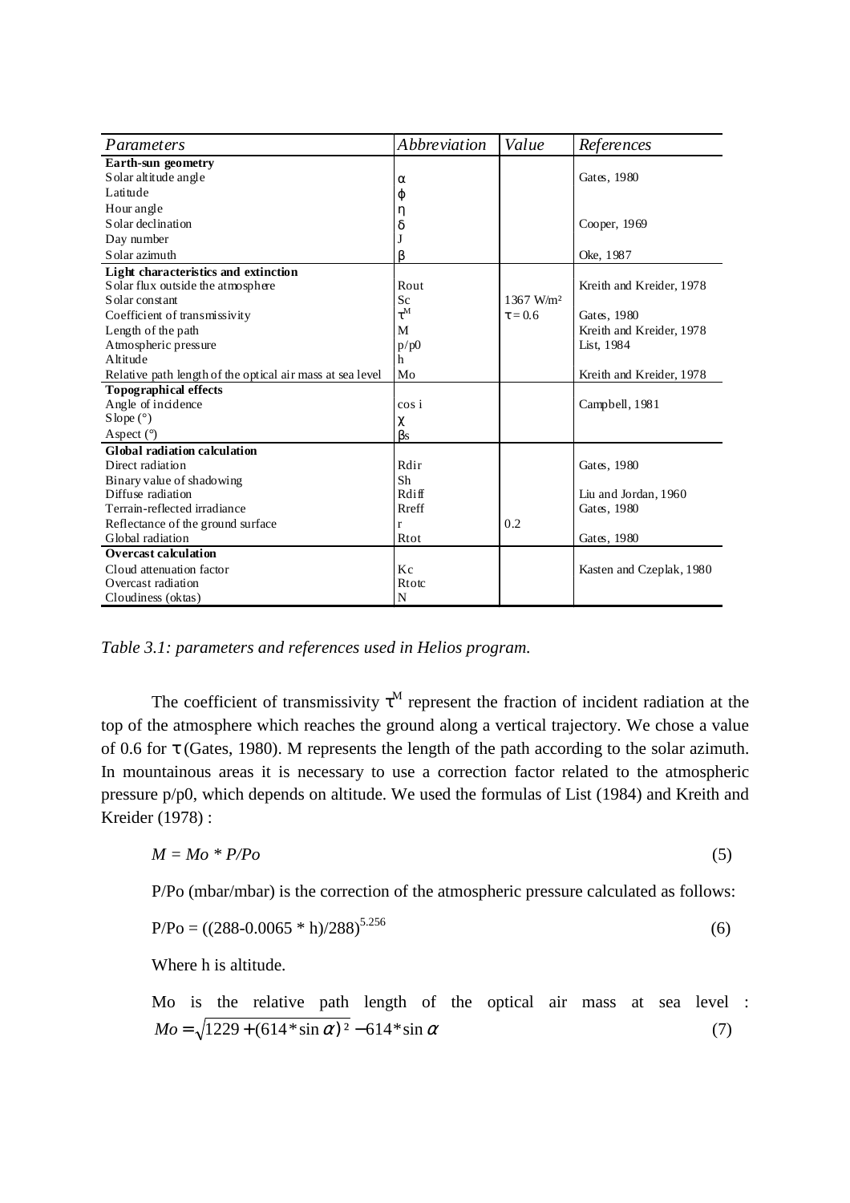| *Parameters* | *Abbreviation* | *Value* | *References* |
| --- | --- | --- | --- |
| **Earth-sun geometry** | | | |
| Solar altitude angle | $\alpha$ | | Gates, 1980 |
| Latitude | $\varphi$ | | |
| Hour angle | $\eta$ | | |
| Solar declination | $\delta$ | | Cooper, 1969 |
| Day number | J | | |
| Solar azimuth | $\beta$ | | Oke, 1987 |
| **Light characteristics and extinction** | | | |
| Solar flux outside the atmosphere | Rout | | Kreith and Kreider, 1978 |
| Solar constant | Sc | 1367 W/m² | |
| Coefficient of transmissivity | $\tau^M$ | $\tau = 0.6$ | Gates, 1980 |
| Length of the path | M | | Kreith and Kreider, 1978 |
| Atmospheric pressure | p/p0 | | List, 1984 |
| Altitude | h | | |
| Relative path length of the optical air mass at sea level | Mo | | Kreith and Kreider, 1978 |
| **Topographical effects** | | | |
| Angle of incidence | cos i | | Campbell, 1981 |
| Slope (°) | $\chi$ | | |
| Aspect (°) | $\beta s$ | | |
| **Global radiation calculation** | | | |
| Direct radiation | Rdir | | Gates, 1980 |
| Binary value of shadowing | Sh | | |
| Diffuse radiation | Rdiff | | Liu and Jordan, 1960 |
| Terrain-reflected irradiance | Rreff | | Gates, 1980 |
| Reflectance of the ground surface | r | 0.2 | |
| Global radiation | Rtot | | Gates, 1980 |
| **Overcast calculation** | | | |
| Cloud attenuation factor | Kc | | Kasten and Czeplak, 1980 |
| Overcast radiation | Rtotc | | |
| Cloudiness (oktas) | N | | |

*Table 3.1: parameters and references used in Helios program.*

The coefficient of transmissivity $\tau^M$ represent the fraction of incident radiation at the top of the atmosphere which reaches the ground along a vertical trajectory. We chose a value of 0.6 for $\tau$ (Gates, 1980). M represents the length of the path according to the solar azimuth. In mountainous areas it is necessary to use a correction factor related to the atmospheric pressure p/p0, which depends on altitude. We used the formulas of List (1984) and Kreith and Kreider (1978) :

$$M = Mo * P/Po \tag{5}$$

P/Po (mbar/mbar) is the correction of the atmospheric pressure calculated as follows:

$$P/Po = ((288 - 0.0065 * h)/288)^{5.256} \tag{6}$$

Where h is altitude.

Mo is the relative path length of the optical air mass at sea level :

$$Mo = \sqrt{1229 + (614 * \sin\alpha)^2} - 614 * \sin\alpha \tag{7}$$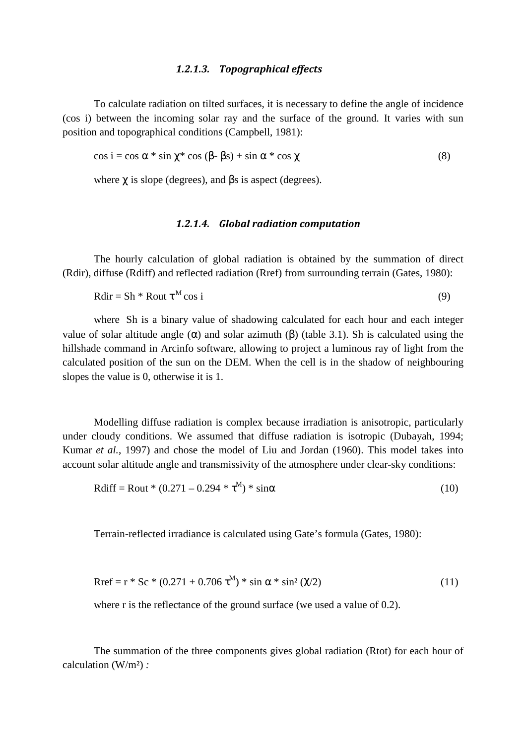#### *1.2.1.3. Topographical effects*

To calculate radiation on tilted surfaces, it is necessary to define the angle of incidence (cos i) between the incoming solar ray and the surface of the ground. It varies with sun position and topographical conditions (Campbell, 1981):

$$\cos i = \cos \alpha * \sin \chi * \cos (\beta - \beta s) + \sin \alpha * \cos \chi \quad (8)$$

where $\chi$ is slope (degrees), and $\beta s$ is aspect (degrees).

#### *1.2.1.4. Global radiation computation*

The hourly calculation of global radiation is obtained by the summation of direct (Rdir), diffuse (Rdiff) and reflected radiation (Rref) from surrounding terrain (Gates, 1980):

$$Rdir = Sh * Rout\ \tau^{M} \cos i \quad (9)$$

where Sh is a binary value of shadowing calculated for each hour and each integer value of solar altitude angle ($\alpha$) and solar azimuth ($\beta$) (table 3.1). Sh is calculated using the hillshade command in Arcinfo software, allowing to project a luminous ray of light from the calculated position of the sun on the DEM. When the cell is in the shadow of neighbouring slopes the value is 0, otherwise it is 1.

Modelling diffuse radiation is complex because irradiation is anisotropic, particularly under cloudy conditions. We assumed that diffuse radiation is isotropic (Dubayah, 1994; Kumar *et al.*, 1997) and chose the model of Liu and Jordan (1960). This model takes into account solar altitude angle and transmissivity of the atmosphere under clear-sky conditions:

$$Rdiff = Rout * (0.271 - 0.294 * \tau^{M}) * \sin\alpha \quad (10)$$

Terrain-reflected irradiance is calculated using Gate's formula (Gates, 1980):

$$Rref = r * Sc * (0.271 + 0.706\ \tau^{M}) * \sin \alpha * \sin^{2} (\chi/2) \quad (11)$$

where r is the reflectance of the ground surface (we used a value of 0.2).

The summation of the three components gives global radiation (Rtot) for each hour of calculation (W/m²) *:*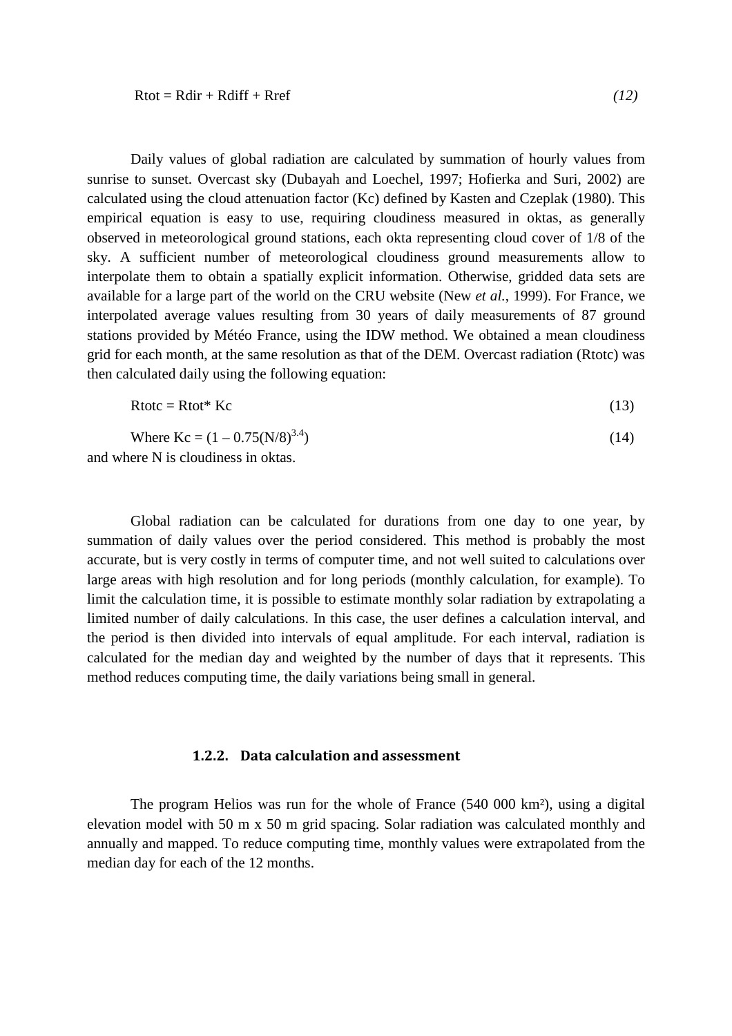$$Rtot = Rdir + Rdiff + Rref \quad (12)$$

Daily values of global radiation are calculated by summation of hourly values from sunrise to sunset. Overcast sky (Dubayah and Loechel, 1997; Hofierka and Suri, 2002) are calculated using the cloud attenuation factor (Kc) defined by Kasten and Czeplak (1980). This empirical equation is easy to use, requiring cloudiness measured in oktas, as generally observed in meteorological ground stations, each okta representing cloud cover of 1/8 of the sky. A sufficient number of meteorological cloudiness ground measurements allow to interpolate them to obtain a spatially explicit information. Otherwise, gridded data sets are available for a large part of the world on the CRU website (New *et al.*, 1999). For France, we interpolated average values resulting from 30 years of daily measurements of 87 ground stations provided by Météo France, using the IDW method. We obtained a mean cloudiness grid for each month, at the same resolution as that of the DEM. Overcast radiation (Rtotc) was then calculated daily using the following equation:

$$Rtotc = Rtot * Kc \quad (13)$$

$$\text{Where } Kc = (1 - 0.75(N/8)^{3.4}) \quad (14)$$

and where N is cloudiness in oktas.

Global radiation can be calculated for durations from one day to one year, by summation of daily values over the period considered. This method is probably the most accurate, but is very costly in terms of computer time, and not well suited to calculations over large areas with high resolution and for long periods (monthly calculation, for example). To limit the calculation time, it is possible to estimate monthly solar radiation by extrapolating a limited number of daily calculations. In this case, the user defines a calculation interval, and the period is then divided into intervals of equal amplitude. For each interval, radiation is calculated for the median day and weighted by the number of days that it represents. This method reduces computing time, the daily variations being small in general.

### 1.2.2. Data calculation and assessment

The program Helios was run for the whole of France (540 000 km²), using a digital elevation model with 50 m x 50 m grid spacing. Solar radiation was calculated monthly and annually and mapped. To reduce computing time, monthly values were extrapolated from the median day for each of the 12 months.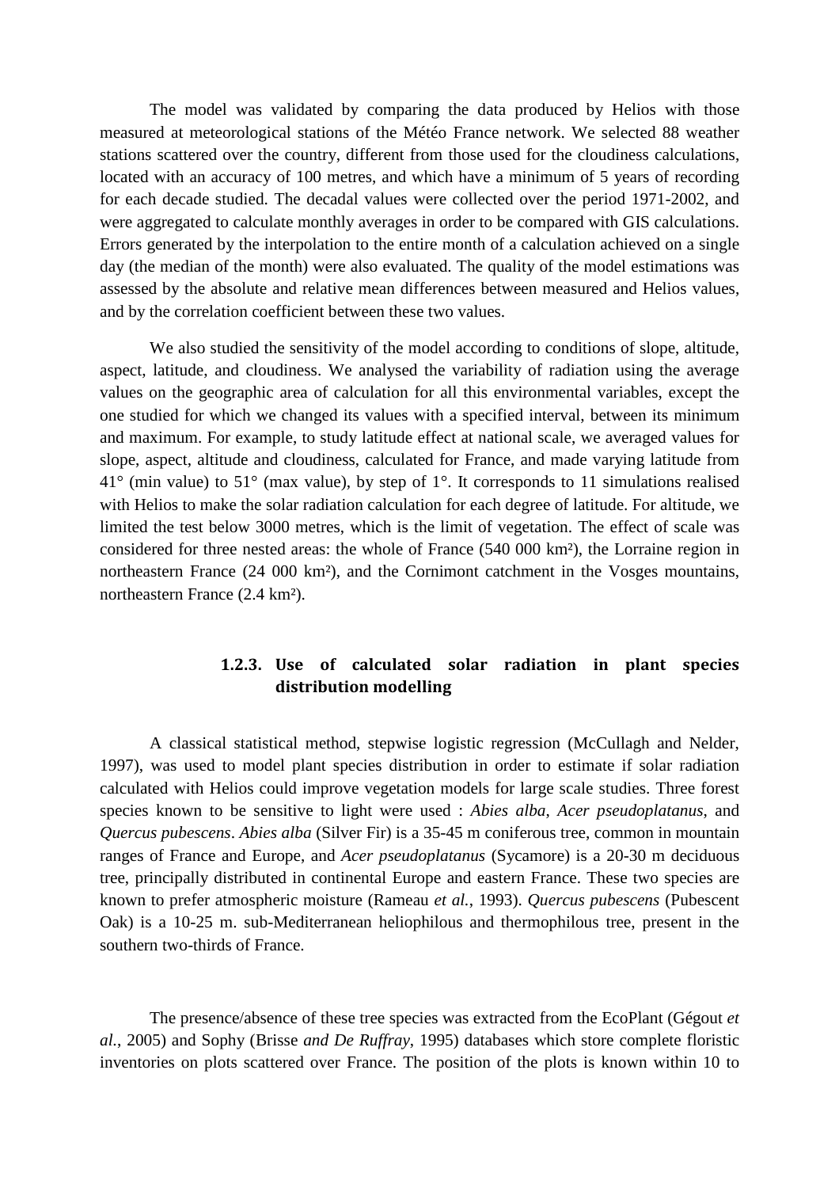The model was validated by comparing the data produced by Helios with those measured at meteorological stations of the Météo France network. We selected 88 weather stations scattered over the country, different from those used for the cloudiness calculations, located with an accuracy of 100 metres, and which have a minimum of 5 years of recording for each decade studied. The decadal values were collected over the period 1971-2002, and were aggregated to calculate monthly averages in order to be compared with GIS calculations. Errors generated by the interpolation to the entire month of a calculation achieved on a single day (the median of the month) were also evaluated. The quality of the model estimations was assessed by the absolute and relative mean differences between measured and Helios values, and by the correlation coefficient between these two values.

We also studied the sensitivity of the model according to conditions of slope, altitude, aspect, latitude, and cloudiness. We analysed the variability of radiation using the average values on the geographic area of calculation for all this environmental variables, except the one studied for which we changed its values with a specified interval, between its minimum and maximum. For example, to study latitude effect at national scale, we averaged values for slope, aspect, altitude and cloudiness, calculated for France, and made varying latitude from 41° (min value) to 51° (max value), by step of 1°. It corresponds to 11 simulations realised with Helios to make the solar radiation calculation for each degree of latitude. For altitude, we limited the test below 3000 metres, which is the limit of vegetation. The effect of scale was considered for three nested areas: the whole of France (540 000 km²), the Lorraine region in northeastern France (24 000 km²), and the Cornimont catchment in the Vosges mountains, northeastern France (2.4 km²).

### 1.2.3. Use of calculated solar radiation in plant species distribution modelling

A classical statistical method, stepwise logistic regression (McCullagh and Nelder, 1997), was used to model plant species distribution in order to estimate if solar radiation calculated with Helios could improve vegetation models for large scale studies. Three forest species known to be sensitive to light were used : *Abies alba*, *Acer pseudoplatanus*, and *Quercus pubescens*. *Abies alba* (Silver Fir) is a 35-45 m coniferous tree, common in mountain ranges of France and Europe, and *Acer pseudoplatanus* (Sycamore) is a 20-30 m deciduous tree, principally distributed in continental Europe and eastern France. These two species are known to prefer atmospheric moisture (Rameau *et al.*, 1993). *Quercus pubescens* (Pubescent Oak) is a 10-25 m. sub-Mediterranean heliophilous and thermophilous tree, present in the southern two-thirds of France.

The presence/absence of these tree species was extracted from the EcoPlant (Gégout *et al.*, 2005) and Sophy (Brisse *and De Ruffray*, 1995) databases which store complete floristic inventories on plots scattered over France. The position of the plots is known within 10 to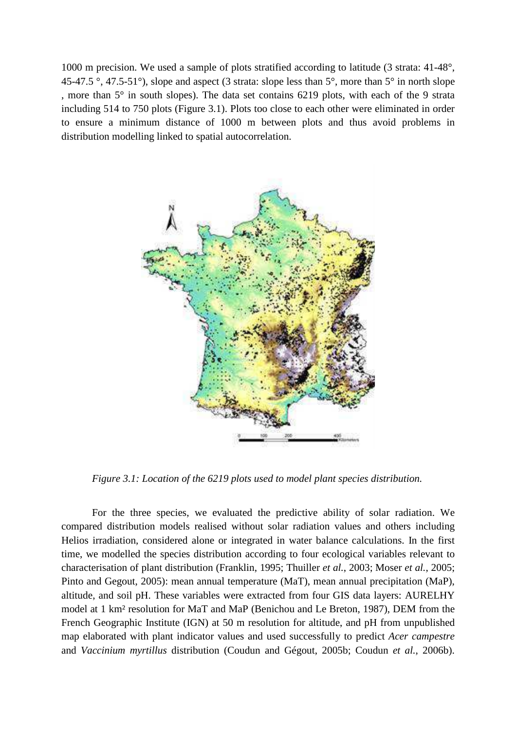1000 m precision. We used a sample of plots stratified according to latitude (3 strata: 41-48°, 45-47.5 °, 47.5-51°), slope and aspect (3 strata: slope less than 5°, more than 5° in north slope , more than 5° in south slopes). The data set contains 6219 plots, with each of the 9 strata including 514 to 750 plots (Figure 3.1). Plots too close to each other were eliminated in order to ensure a minimum distance of 1000 m between plots and thus avoid problems in distribution modelling linked to spatial autocorrelation.

*Figure 3.1: Location of the 6219 plots used to model plant species distribution.*

For the three species, we evaluated the predictive ability of solar radiation. We compared distribution models realised without solar radiation values and others including Helios irradiation, considered alone or integrated in water balance calculations. In the first time, we modelled the species distribution according to four ecological variables relevant to characterisation of plant distribution (Franklin, 1995; Thuiller *et al.*, 2003; Moser *et al.*, 2005; Pinto and Gegout, 2005): mean annual temperature (MaT), mean annual precipitation (MaP), altitude, and soil pH. These variables were extracted from four GIS data layers: AURELHY model at 1 km² resolution for MaT and MaP (Benichou and Le Breton, 1987), DEM from the French Geographic Institute (IGN) at 50 m resolution for altitude, and pH from unpublished map elaborated with plant indicator values and used successfully to predict *Acer campestre* and *Vaccinium myrtillus* distribution (Coudun and Gégout, 2005b; Coudun *et al.*, 2006b).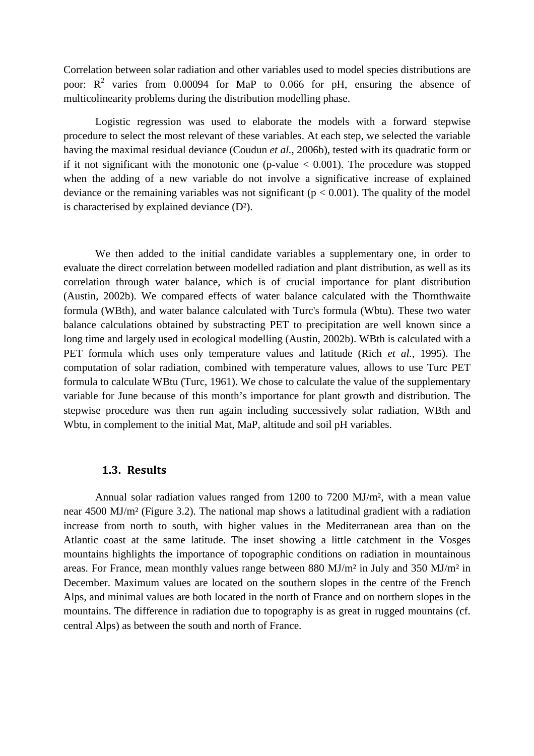Correlation between solar radiation and other variables used to model species distributions are poor: $R^2$ varies from 0.00094 for MaP to 0.066 for pH, ensuring the absence of multicolinearity problems during the distribution modelling phase.

Logistic regression was used to elaborate the models with a forward stepwise procedure to select the most relevant of these variables. At each step, we selected the variable having the maximal residual deviance (Coudun *et al.*, 2006b), tested with its quadratic form or if it not significant with the monotonic one (p-value $< 0.001$). The procedure was stopped when the adding of a new variable do not involve a significative increase of explained deviance or the remaining variables was not significant ($p < 0.001$). The quality of the model is characterised by explained deviance ($D^2$).

We then added to the initial candidate variables a supplementary one, in order to evaluate the direct correlation between modelled radiation and plant distribution, as well as its correlation through water balance, which is of crucial importance for plant distribution (Austin, 2002b). We compared effects of water balance calculated with the Thornthwaite formula (WBth), and water balance calculated with Turc's formula (Wbtu). These two water balance calculations obtained by substracting PET to precipitation are well known since a long time and largely used in ecological modelling (Austin, 2002b). WBth is calculated with a PET formula which uses only temperature values and latitude (Rich *et al.*, 1995). The computation of solar radiation, combined with temperature values, allows to use Turc PET formula to calculate WBtu (Turc, 1961). We chose to calculate the value of the supplementary variable for June because of this month's importance for plant growth and distribution. The stepwise procedure was then run again including successively solar radiation, WBth and Wbtu, in complement to the initial Mat, MaP, altitude and soil pH variables.

### 1.3. Results

Annual solar radiation values ranged from 1200 to 7200 MJ/m², with a mean value near 4500 MJ/m² (Figure 3.2). The national map shows a latitudinal gradient with a radiation increase from north to south, with higher values in the Mediterranean area than on the Atlantic coast at the same latitude. The inset showing a little catchment in the Vosges mountains highlights the importance of topographic conditions on radiation in mountainous areas. For France, mean monthly values range between 880 MJ/m² in July and 350 MJ/m² in December. Maximum values are located on the southern slopes in the centre of the French Alps, and minimal values are both located in the north of France and on northern slopes in the mountains. The difference in radiation due to topography is as great in rugged mountains (cf. central Alps) as between the south and north of France.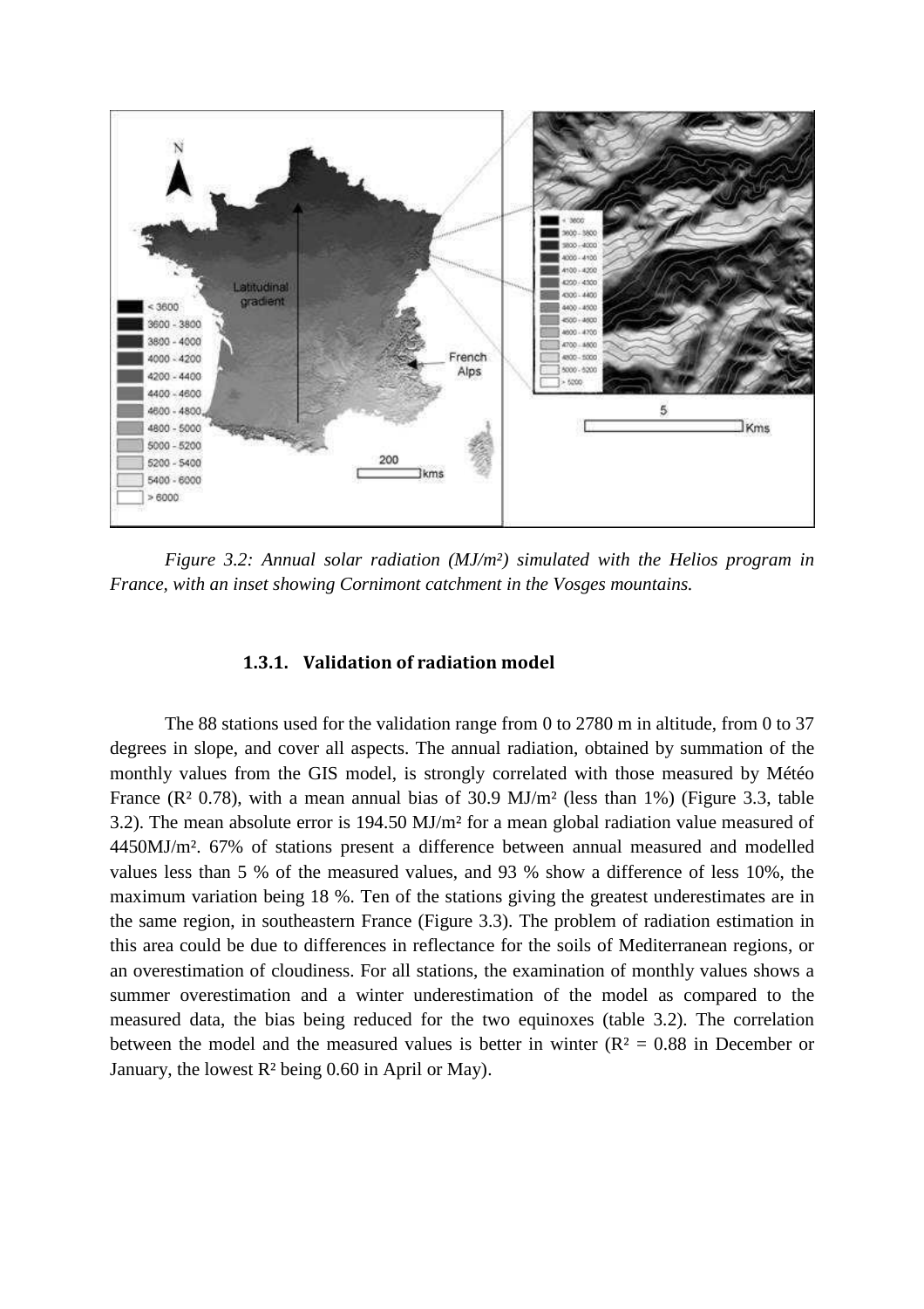*Figure 3.2: Annual solar radiation (MJ/m²) simulated with the Helios program in France, with an inset showing Cornimont catchment in the Vosges mountains.*

### 1.3.1. Validation of radiation model

The 88 stations used for the validation range from 0 to 2780 m in altitude, from 0 to 37 degrees in slope, and cover all aspects. The annual radiation, obtained by summation of the monthly values from the GIS model, is strongly correlated with those measured by Météo France ($R^2$ 0.78), with a mean annual bias of 30.9 MJ/m² (less than 1%) (Figure 3.3, table 3.2). The mean absolute error is 194.50 MJ/m² for a mean global radiation value measured of 4450MJ/m². 67% of stations present a difference between annual measured and modelled values less than 5 % of the measured values, and 93 % show a difference of less 10%, the maximum variation being 18 %. Ten of the stations giving the greatest underestimates are in the same region, in southeastern France (Figure 3.3). The problem of radiation estimation in this area could be due to differences in reflectance for the soils of Mediterranean regions, or an overestimation of cloudiness. For all stations, the examination of monthly values shows a summer overestimation and a winter underestimation of the model as compared to the measured data, the bias being reduced for the two equinoxes (table 3.2). The correlation between the model and the measured values is better in winter ($R^2 = 0.88$ in December or January, the lowest $R^2$ being 0.60 in April or May).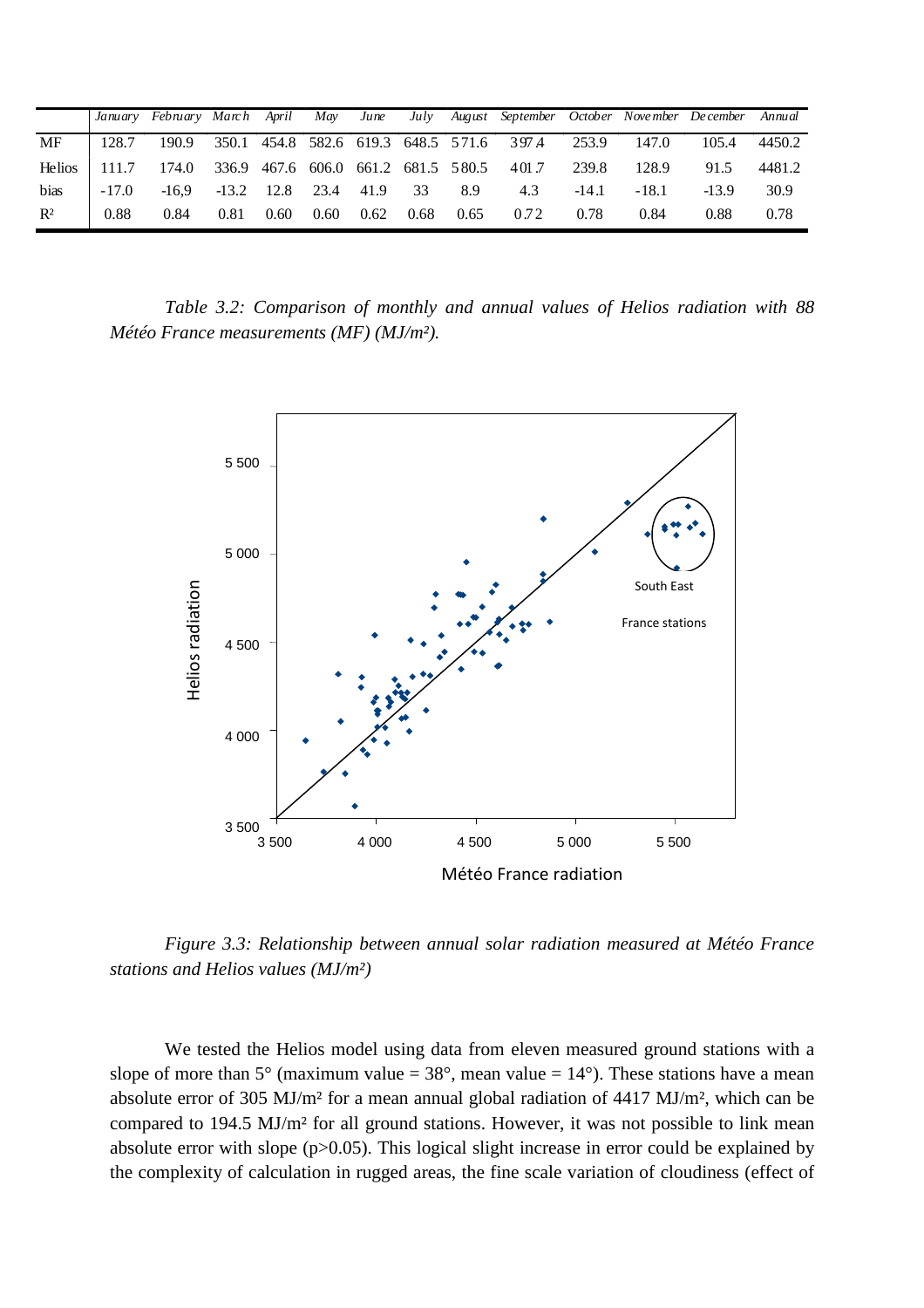| | *January* | *February* | *March* | *April* | *May* | *June* | *July* | *August* | *September* | *October* | *November* | *December* | *Annual* |
|---|---|---|---|---|---|---|---|---|---|---|---|---|---|
| MF | 128.7 | 190.9 | 350.1 | 454.8 | 582.6 | 619.3 | 648.5 | 571.6 | 397.4 | 253.9 | 147.0 | 105.4 | 4450.2 |
| Helios | 111.7 | 174.0 | 336.9 | 467.6 | 606.0 | 661.2 | 681.5 | 580.5 | 401.7 | 239.8 | 128.9 | 91.5 | 4481.2 |
| bias | -17.0 | -16,9 | -13.2 | 12.8 | 23.4 | 41.9 | 33 | 8.9 | 4.3 | -14.1 | -18.1 | -13.9 | 30.9 |
| $R^2$ | 0.88 | 0.84 | 0.81 | 0.60 | 0.60 | 0.62 | 0.68 | 0.65 | 0.72 | 0.78 | 0.84 | 0.88 | 0.78 |

*Table 3.2: Comparison of monthly and annual values of Helios radiation with 88 Météo France measurements (MF) (MJ/m²).*

*Figure 3.3: Relationship between annual solar radiation measured at Météo France stations and Helios values (MJ/m²)*

We tested the Helios model using data from eleven measured ground stations with a slope of more than 5° (maximum value = 38°, mean value = 14°). These stations have a mean absolute error of 305 MJ/m² for a mean annual global radiation of 4417 MJ/m², which can be compared to 194.5 MJ/m² for all ground stations. However, it was not possible to link mean absolute error with slope ($p>0.05$). This logical slight increase in error could be explained by the complexity of calculation in rugged areas, the fine scale variation of cloudiness (effect of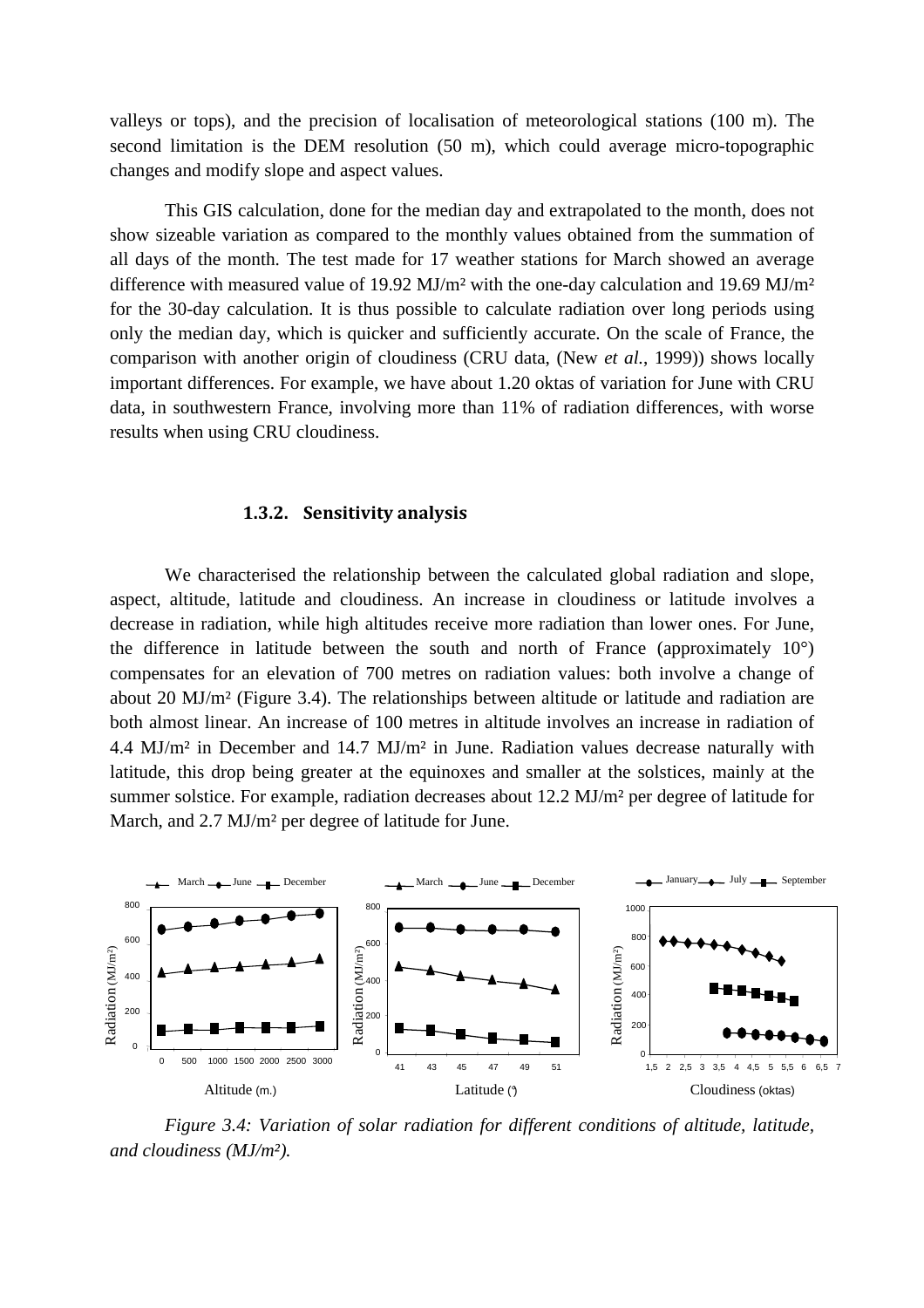valleys or tops), and the precision of localisation of meteorological stations (100 m). The second limitation is the DEM resolution (50 m), which could average micro-topographic changes and modify slope and aspect values.

This GIS calculation, done for the median day and extrapolated to the month, does not show sizeable variation as compared to the monthly values obtained from the summation of all days of the month. The test made for 17 weather stations for March showed an average difference with measured value of 19.92 MJ/m² with the one-day calculation and 19.69 MJ/m² for the 30-day calculation. It is thus possible to calculate radiation over long periods using only the median day, which is quicker and sufficiently accurate. On the scale of France, the comparison with another origin of cloudiness (CRU data, (New *et al.*, 1999)) shows locally important differences. For example, we have about 1.20 oktas of variation for June with CRU data, in southwestern France, involving more than 11% of radiation differences, with worse results when using CRU cloudiness.

### 1.3.2. Sensitivity analysis

We characterised the relationship between the calculated global radiation and slope, aspect, altitude, latitude and cloudiness. An increase in cloudiness or latitude involves a decrease in radiation, while high altitudes receive more radiation than lower ones. For June, the difference in latitude between the south and north of France (approximately 10°) compensates for an elevation of 700 metres on radiation values: both involve a change of about 20 MJ/m² (Figure 3.4). The relationships between altitude or latitude and radiation are both almost linear. An increase of 100 metres in altitude involves an increase in radiation of 4.4 MJ/m² in December and 14.7 MJ/m² in June. Radiation values decrease naturally with latitude, this drop being greater at the equinoxes and smaller at the solstices, mainly at the summer solstice. For example, radiation decreases about 12.2 MJ/m² per degree of latitude for March, and 2.7 MJ/m² per degree of latitude for June.

*Figure 3.4: Variation of solar radiation for different conditions of altitude, latitude, and cloudiness (MJ/m²).*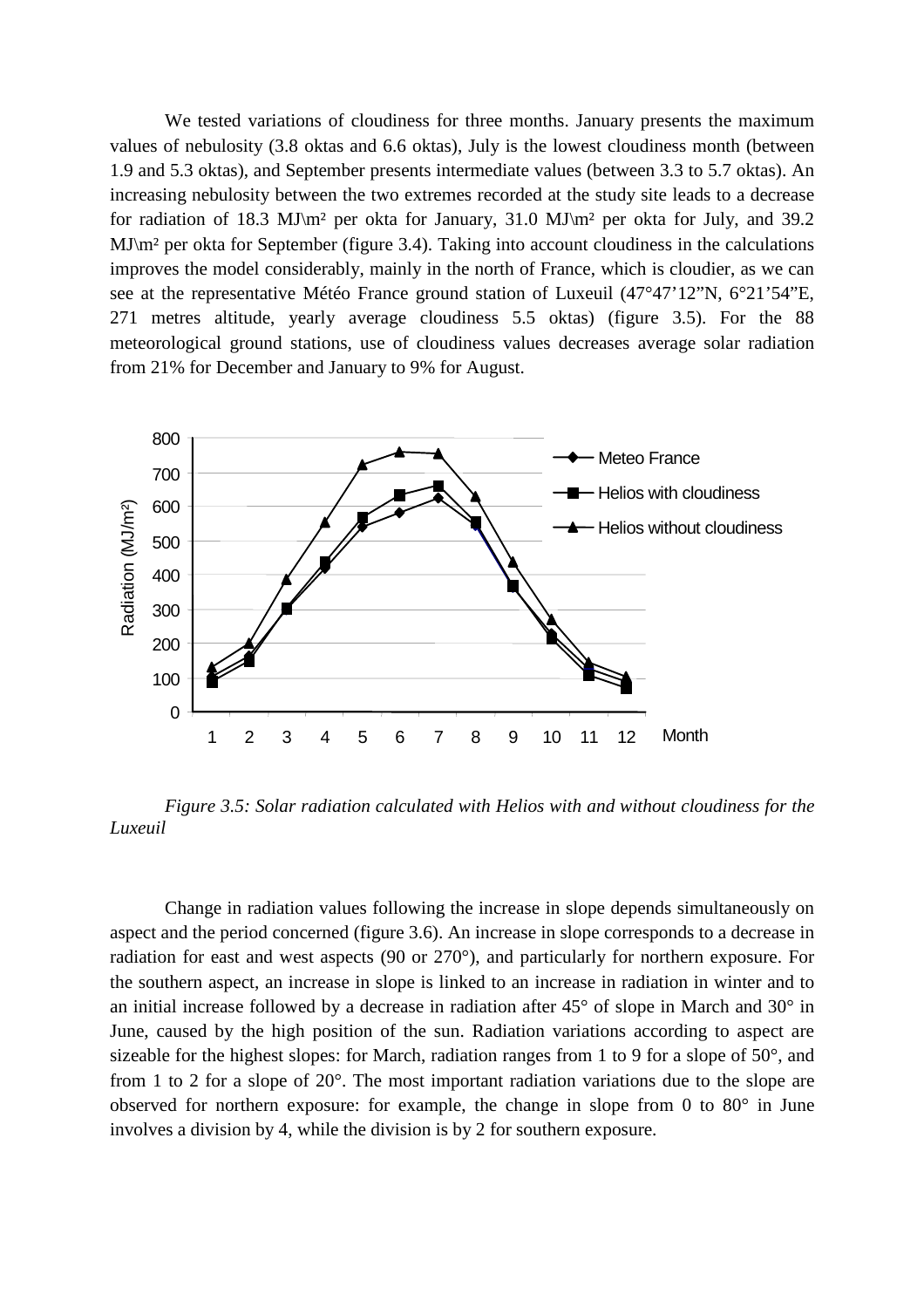We tested variations of cloudiness for three months. January presents the maximum values of nebulosity (3.8 oktas and 6.6 oktas), July is the lowest cloudiness month (between 1.9 and 5.3 oktas), and September presents intermediate values (between 3.3 to 5.7 oktas). An increasing nebulosity between the two extremes recorded at the study site leads to a decrease for radiation of 18.3 MJ\m² per okta for January, 31.0 MJ\m² per okta for July, and 39.2 MJ\m² per okta for September (figure 3.4). Taking into account cloudiness in the calculations improves the model considerably, mainly in the north of France, which is cloudier, as we can see at the representative Météo France ground station of Luxeuil (47°47'12"N, 6°21'54"E, 271 metres altitude, yearly average cloudiness 5.5 oktas) (figure 3.5). For the 88 meteorological ground stations, use of cloudiness values decreases average solar radiation from 21% for December and January to 9% for August.

*Figure 3.5: Solar radiation calculated with Helios with and without cloudiness for the Luxeuil*

Change in radiation values following the increase in slope depends simultaneously on aspect and the period concerned (figure 3.6). An increase in slope corresponds to a decrease in radiation for east and west aspects (90 or 270°), and particularly for northern exposure. For the southern aspect, an increase in slope is linked to an increase in radiation in winter and to an initial increase followed by a decrease in radiation after 45° of slope in March and 30° in June, caused by the high position of the sun. Radiation variations according to aspect are sizeable for the highest slopes: for March, radiation ranges from 1 to 9 for a slope of 50°, and from 1 to 2 for a slope of 20°. The most important radiation variations due to the slope are observed for northern exposure: for example, the change in slope from 0 to 80° in June involves a division by 4, while the division is by 2 for southern exposure.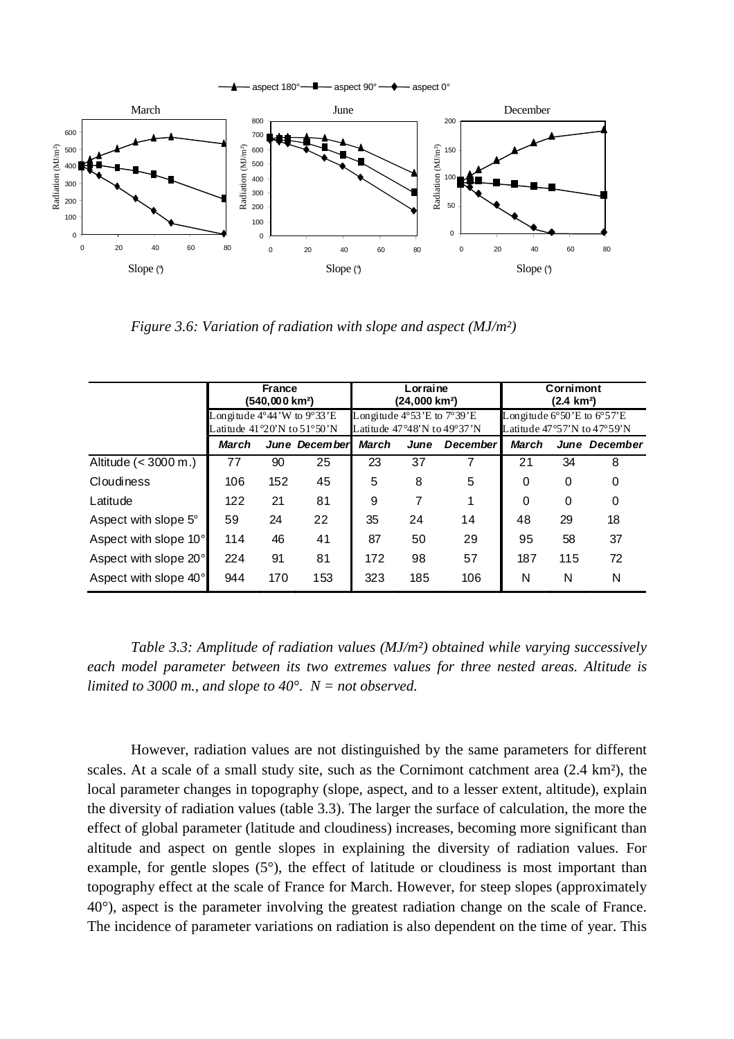Figure 3.6: *Variation of radiation with slope and aspect (MJ/m²)*

| | France (540,000 km²) | | | Lorraine (24,000 km²) | | | Cornimont (2.4 km²) | | |
|---|---|---|---|---|---|---|---|---|---|
| | Longitude 4°44'W to 9°33'E Latitude 41°20'N to 51°50'N | | | Longitude 4°53'E to 7°39'E Latitude 47°48'N to 49°37'N | | | Longitude 6°50'E to 6°57'E Latitude 47°57'N to 47°59'N | | |
| | ***March*** | ***June*** | ***December*** | ***March*** | ***June*** | ***December*** | ***March*** | ***June*** | ***December*** |
| Altitude (< 3000 m.) | 77 | 90 | 25 | 23 | 37 | 7 | 21 | 34 | 8 |
| Cloudiness | 106 | 152 | 45 | 5 | 8 | 5 | 0 | 0 | 0 |
| Latitude | 122 | 21 | 81 | 9 | 7 | 1 | 0 | 0 | 0 |
| Aspect with slope 5° | 59 | 24 | 22 | 35 | 24 | 14 | 48 | 29 | 18 |
| Aspect with slope 10° | 114 | 46 | 41 | 87 | 50 | 29 | 95 | 58 | 37 |
| Aspect with slope 20° | 224 | 91 | 81 | 172 | 98 | 57 | 187 | 115 | 72 |
| Aspect with slope 40° | 944 | 170 | 153 | 323 | 185 | 106 | N | N | N |

*Table 3.3: Amplitude of radiation values (MJ/m²) obtained while varying successively each model parameter between its two extremes values for three nested areas. Altitude is limited to 3000 m., and slope to 40°. N = not observed.*

However, radiation values are not distinguished by the same parameters for different scales. At a scale of a small study site, such as the Cornimont catchment area (2.4 km²), the local parameter changes in topography (slope, aspect, and to a lesser extent, altitude), explain the diversity of radiation values (table 3.3). The larger the surface of calculation, the more the effect of global parameter (latitude and cloudiness) increases, becoming more significant than altitude and aspect on gentle slopes in explaining the diversity of radiation values. For example, for gentle slopes (5°), the effect of latitude or cloudiness is most important than topography effect at the scale of France for March. However, for steep slopes (approximately 40°), aspect is the parameter involving the greatest radiation change on the scale of France. The incidence of parameter variations on radiation is also dependent on the time of year. This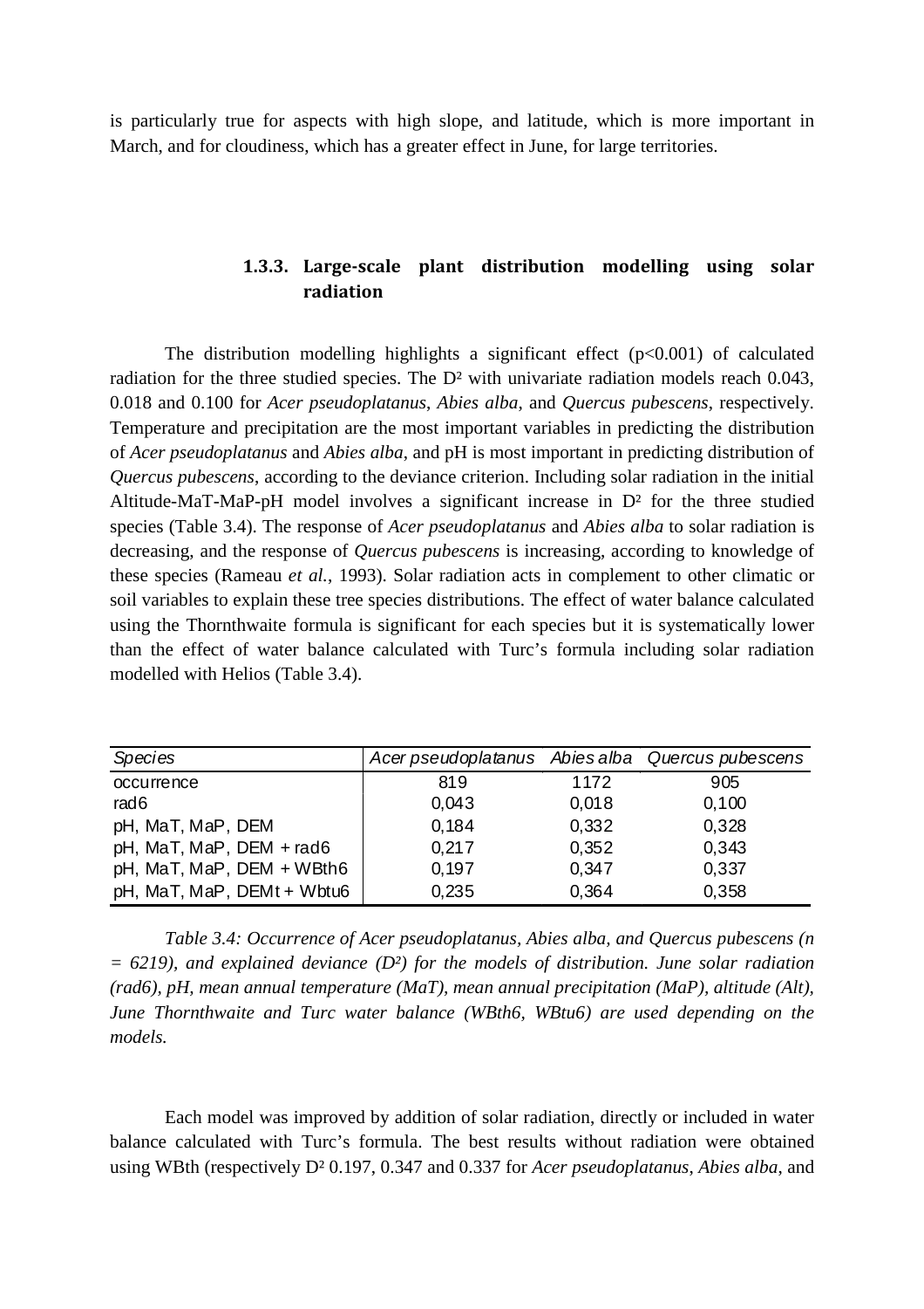is particularly true for aspects with high slope, and latitude, which is more important in March, and for cloudiness, which has a greater effect in June, for large territories.

### 1.3.3. Large-scale plant distribution modelling using solar radiation

The distribution modelling highlights a significant effect ($p<0.001$) of calculated radiation for the three studied species. The $D^2$ with univariate radiation models reach 0.043, 0.018 and 0.100 for *Acer pseudoplatanus*, *Abies alba*, and *Quercus pubescens*, respectively. Temperature and precipitation are the most important variables in predicting the distribution of *Acer pseudoplatanus* and *Abies alba*, and pH is most important in predicting distribution of *Quercus pubescens*, according to the deviance criterion. Including solar radiation in the initial Altitude-MaT-MaP-pH model involves a significant increase in $D^2$ for the three studied species (Table 3.4). The response of *Acer pseudoplatanus* and *Abies alba* to solar radiation is decreasing, and the response of *Quercus pubescens* is increasing, according to knowledge of these species (Rameau *et al.*, 1993). Solar radiation acts in complement to other climatic or soil variables to explain these tree species distributions. The effect of water balance calculated using the Thornthwaite formula is significant for each species but it is systematically lower than the effect of water balance calculated with Turc's formula including solar radiation modelled with Helios (Table 3.4).

| *Species* | *Acer pseudoplatanus* | *Abies alba* | *Quercus pubescens* |
|---|---|---|---|
| occurrence | 819 | 1172 | 905 |
| rad6 | 0,043 | 0,018 | 0,100 |
| pH, MaT, MaP, DEM | 0,184 | 0,332 | 0,328 |
| pH, MaT, MaP, DEM + rad6 | 0,217 | 0,352 | 0,343 |
| pH, MaT, MaP, DEM + WBth6 | 0,197 | 0,347 | 0,337 |
| pH, MaT, MaP, DEMt + Wbtu6 | 0,235 | 0,364 | 0,358 |

*Table 3.4: Occurrence of Acer pseudoplatanus, Abies alba, and Quercus pubescens (n = 6219), and explained deviance ($D^2$) for the models of distribution. June solar radiation (rad6), pH, mean annual temperature (MaT), mean annual precipitation (MaP), altitude (Alt), June Thornthwaite and Turc water balance (WBth6, WBtu6) are used depending on the models.*

Each model was improved by addition of solar radiation, directly or included in water balance calculated with Turc's formula. The best results without radiation were obtained using WBth (respectively $D^2$ 0.197, 0.347 and 0.337 for *Acer pseudoplatanus*, *Abies alba*, and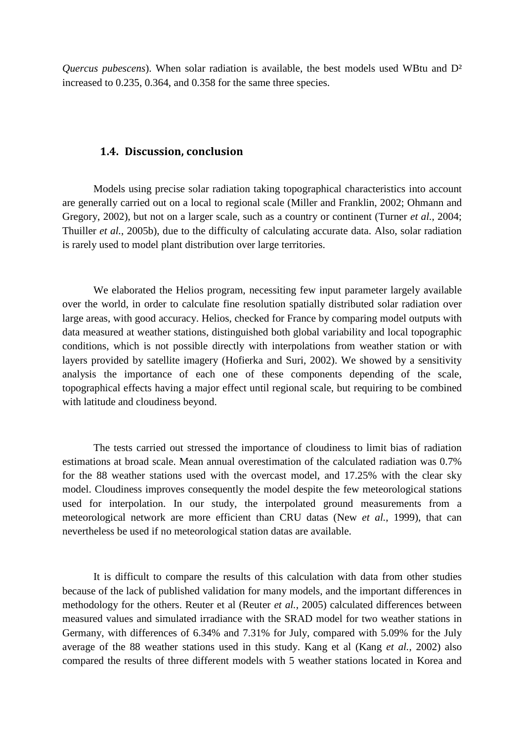*Quercus pubescens*). When solar radiation is available, the best models used WBtu and $D^2$ increased to 0.235, 0.364, and 0.358 for the same three species.

### 1.4. Discussion, conclusion

Models using precise solar radiation taking topographical characteristics into account are generally carried out on a local to regional scale (Miller and Franklin, 2002; Ohmann and Gregory, 2002), but not on a larger scale, such as a country or continent (Turner *et al.*, 2004; Thuiller *et al.*, 2005b), due to the difficulty of calculating accurate data. Also, solar radiation is rarely used to model plant distribution over large territories.

We elaborated the Helios program, necessiting few input parameter largely available over the world, in order to calculate fine resolution spatially distributed solar radiation over large areas, with good accuracy. Helios, checked for France by comparing model outputs with data measured at weather stations, distinguished both global variability and local topographic conditions, which is not possible directly with interpolations from weather station or with layers provided by satellite imagery (Hofierka and Suri, 2002). We showed by a sensitivity analysis the importance of each one of these components depending of the scale, topographical effects having a major effect until regional scale, but requiring to be combined with latitude and cloudiness beyond.

The tests carried out stressed the importance of cloudiness to limit bias of radiation estimations at broad scale. Mean annual overestimation of the calculated radiation was 0.7% for the 88 weather stations used with the overcast model, and 17.25% with the clear sky model. Cloudiness improves consequently the model despite the few meteorological stations used for interpolation. In our study, the interpolated ground measurements from a meteorological network are more efficient than CRU datas (New *et al.*, 1999), that can nevertheless be used if no meteorological station datas are available.

It is difficult to compare the results of this calculation with data from other studies because of the lack of published validation for many models, and the important differences in methodology for the others. Reuter et al (Reuter *et al.*, 2005) calculated differences between measured values and simulated irradiance with the SRAD model for two weather stations in Germany, with differences of 6.34% and 7.31% for July, compared with 5.09% for the July average of the 88 weather stations used in this study. Kang et al (Kang *et al.*, 2002) also compared the results of three different models with 5 weather stations located in Korea and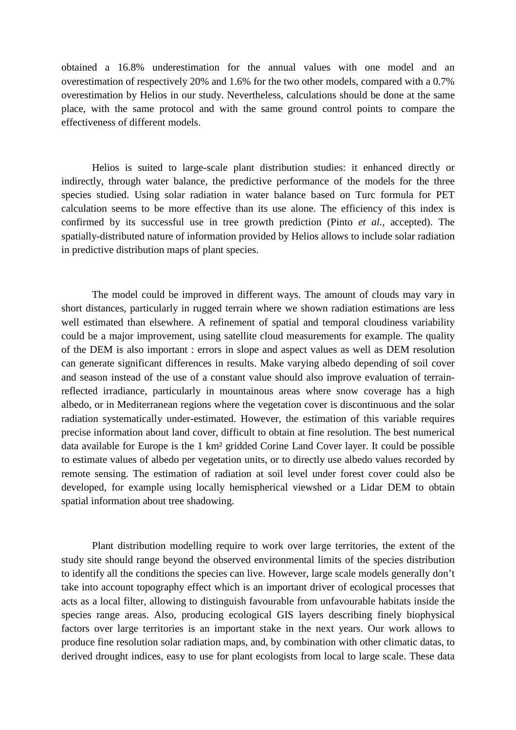obtained a 16.8% underestimation for the annual values with one model and an overestimation of respectively 20% and 1.6% for the two other models, compared with a 0.7% overestimation by Helios in our study. Nevertheless, calculations should be done at the same place, with the same protocol and with the same ground control points to compare the effectiveness of different models.

Helios is suited to large-scale plant distribution studies: it enhanced directly or indirectly, through water balance, the predictive performance of the models for the three species studied. Using solar radiation in water balance based on Turc formula for PET calculation seems to be more effective than its use alone. The efficiency of this index is confirmed by its successful use in tree growth prediction (Pinto *et al.*, accepted). The spatially-distributed nature of information provided by Helios allows to include solar radiation in predictive distribution maps of plant species.

The model could be improved in different ways. The amount of clouds may vary in short distances, particularly in rugged terrain where we shown radiation estimations are less well estimated than elsewhere. A refinement of spatial and temporal cloudiness variability could be a major improvement, using satellite cloud measurements for example. The quality of the DEM is also important : errors in slope and aspect values as well as DEM resolution can generate significant differences in results. Make varying albedo depending of soil cover and season instead of the use of a constant value should also improve evaluation of terrain-reflected irradiance, particularly in mountainous areas where snow coverage has a high albedo, or in Mediterranean regions where the vegetation cover is discontinuous and the solar radiation systematically under-estimated. However, the estimation of this variable requires precise information about land cover, difficult to obtain at fine resolution. The best numerical data available for Europe is the 1 km² gridded Corine Land Cover layer. It could be possible to estimate values of albedo per vegetation units, or to directly use albedo values recorded by remote sensing. The estimation of radiation at soil level under forest cover could also be developed, for example using locally hemispherical viewshed or a Lidar DEM to obtain spatial information about tree shadowing.

Plant distribution modelling require to work over large territories, the extent of the study site should range beyond the observed environmental limits of the species distribution to identify all the conditions the species can live. However, large scale models generally don't take into account topography effect which is an important driver of ecological processes that acts as a local filter, allowing to distinguish favourable from unfavourable habitats inside the species range areas. Also, producing ecological GIS layers describing finely biophysical factors over large territories is an important stake in the next years. Our work allows to produce fine resolution solar radiation maps, and, by combination with other climatic datas, to derived drought indices, easy to use for plant ecologists from local to large scale. These data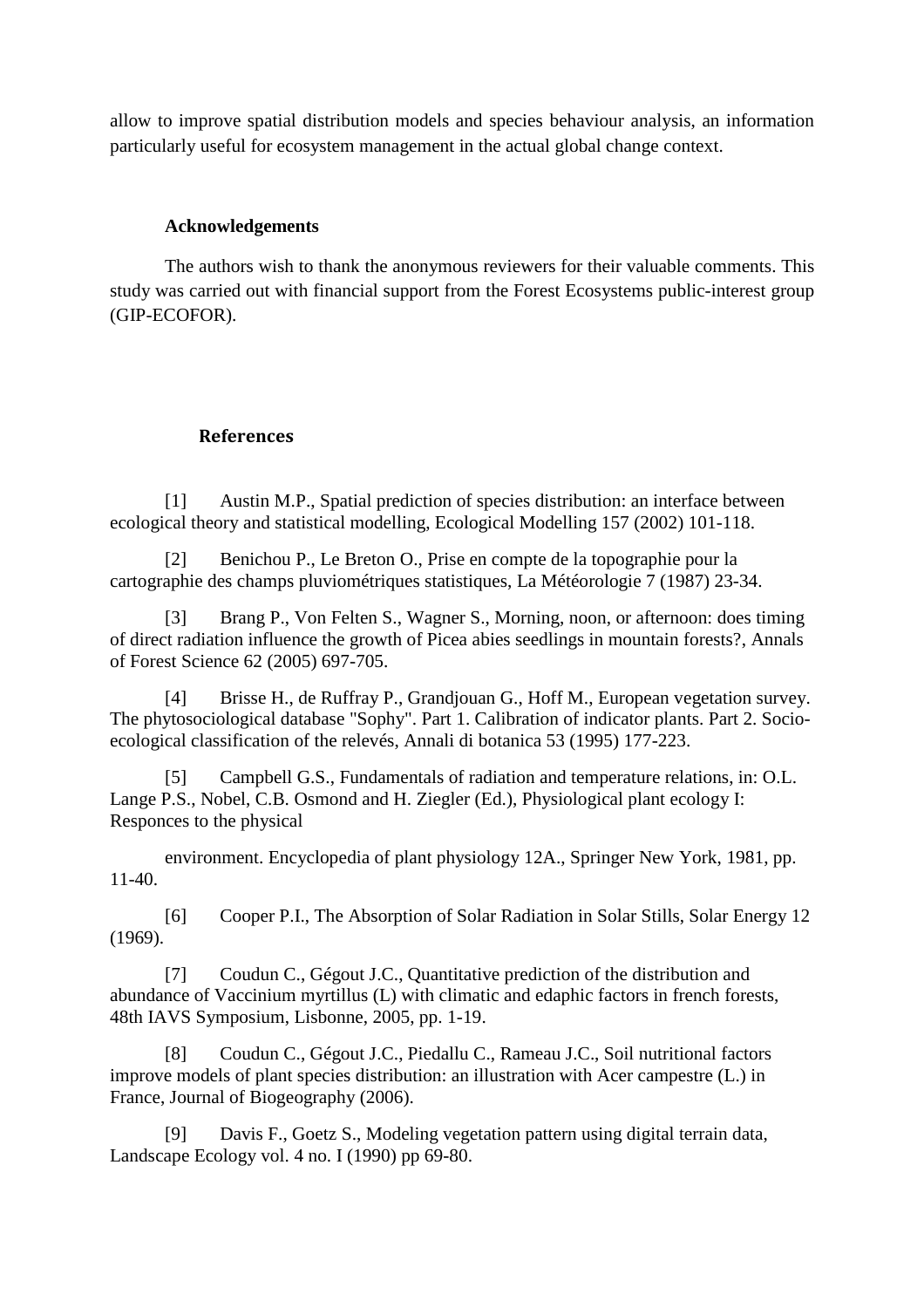allow to improve spatial distribution models and species behaviour analysis, an information particularly useful for ecosystem management in the actual global change context.

## Acknowledgements

The authors wish to thank the anonymous reviewers for their valuable comments. This study was carried out with financial support from the Forest Ecosystems public-interest group (GIP-ECOFOR).

## References

[1] Austin M.P., Spatial prediction of species distribution: an interface between ecological theory and statistical modelling, Ecological Modelling 157 (2002) 101-118.

[2] Benichou P., Le Breton O., Prise en compte de la topographie pour la cartographie des champs pluviométriques statistiques, La Météorologie 7 (1987) 23-34.

[3] Brang P., Von Felten S., Wagner S., Morning, noon, or afternoon: does timing of direct radiation influence the growth of Picea abies seedlings in mountain forests?, Annals of Forest Science 62 (2005) 697-705.

[4] Brisse H., de Ruffray P., Grandjouan G., Hoff M., European vegetation survey. The phytosociological database "Sophy". Part 1. Calibration of indicator plants. Part 2. Socio-ecological classification of the relevés, Annali di botanica 53 (1995) 177-223.

[5] Campbell G.S., Fundamentals of radiation and temperature relations, in: O.L. Lange P.S., Nobel, C.B. Osmond and H. Ziegler (Ed.), Physiological plant ecology I: Responces to the physical

environment. Encyclopedia of plant physiology 12A., Springer New York, 1981, pp. 11-40.

[6] Cooper P.I., The Absorption of Solar Radiation in Solar Stills, Solar Energy 12 (1969).

[7] Coudun C., Gégout J.C., Quantitative prediction of the distribution and abundance of Vaccinium myrtillus (L) with climatic and edaphic factors in french forests, 48th IAVS Symposium, Lisbonne, 2005, pp. 1-19.

[8] Coudun C., Gégout J.C., Piedallu C., Rameau J.C., Soil nutritional factors improve models of plant species distribution: an illustration with Acer campestre (L.) in France, Journal of Biogeography (2006).

[9] Davis F., Goetz S., Modeling vegetation pattern using digital terrain data, Landscape Ecology vol. 4 no. I (1990) pp 69-80.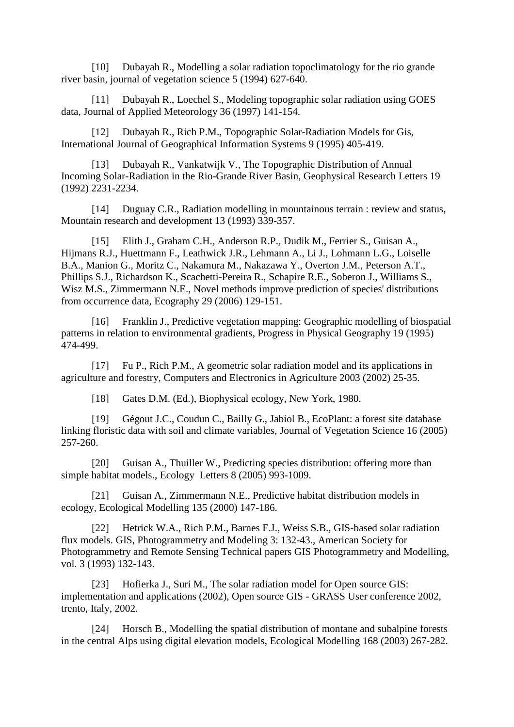[10] Dubayah R., Modelling a solar radiation topoclimatology for the rio grande river basin, journal of vegetation science 5 (1994) 627-640.

[11] Dubayah R., Loechel S., Modeling topographic solar radiation using GOES data, Journal of Applied Meteorology 36 (1997) 141-154.

[12] Dubayah R., Rich P.M., Topographic Solar-Radiation Models for Gis, International Journal of Geographical Information Systems 9 (1995) 405-419.

[13] Dubayah R., Vankatwijk V., The Topographic Distribution of Annual Incoming Solar-Radiation in the Rio-Grande River Basin, Geophysical Research Letters 19 (1992) 2231-2234.

[14] Duguay C.R., Radiation modelling in mountainous terrain : review and status, Mountain research and development 13 (1993) 339-357.

[15] Elith J., Graham C.H., Anderson R.P., Dudik M., Ferrier S., Guisan A., Hijmans R.J., Huettmann F., Leathwick J.R., Lehmann A., Li J., Lohmann L.G., Loiselle B.A., Manion G., Moritz C., Nakamura M., Nakazawa Y., Overton J.M., Peterson A.T., Phillips S.J., Richardson K., Scachetti-Pereira R., Schapire R.E., Soberon J., Williams S., Wisz M.S., Zimmermann N.E., Novel methods improve prediction of species' distributions from occurrence data, Ecography 29 (2006) 129-151.

[16] Franklin J., Predictive vegetation mapping: Geographic modelling of biospatial patterns in relation to environmental gradients, Progress in Physical Geography 19 (1995) 474-499.

[17] Fu P., Rich P.M., A geometric solar radiation model and its applications in agriculture and forestry, Computers and Electronics in Agriculture 2003 (2002) 25-35.

[18] Gates D.M. (Ed.), Biophysical ecology, New York, 1980.

[19] Gégout J.C., Coudun C., Bailly G., Jabiol B., EcoPlant: a forest site database linking floristic data with soil and climate variables, Journal of Vegetation Science 16 (2005) 257-260.

[20] Guisan A., Thuiller W., Predicting species distribution: offering more than simple habitat models., Ecology Letters 8 (2005) 993-1009.

[21] Guisan A., Zimmermann N.E., Predictive habitat distribution models in ecology, Ecological Modelling 135 (2000) 147-186.

[22] Hetrick W.A., Rich P.M., Barnes F.J., Weiss S.B., GIS-based solar radiation flux models. GIS, Photogrammetry and Modeling 3: 132-43., American Society for Photogrammetry and Remote Sensing Technical papers GIS Photogrammetry and Modelling, vol. 3 (1993) 132-143.

[23] Hofierka J., Suri M., The solar radiation model for Open source GIS: implementation and applications (2002), Open source GIS - GRASS User conference 2002, trento, Italy, 2002.

[24] Horsch B., Modelling the spatial distribution of montane and subalpine forests in the central Alps using digital elevation models, Ecological Modelling 168 (2003) 267-282.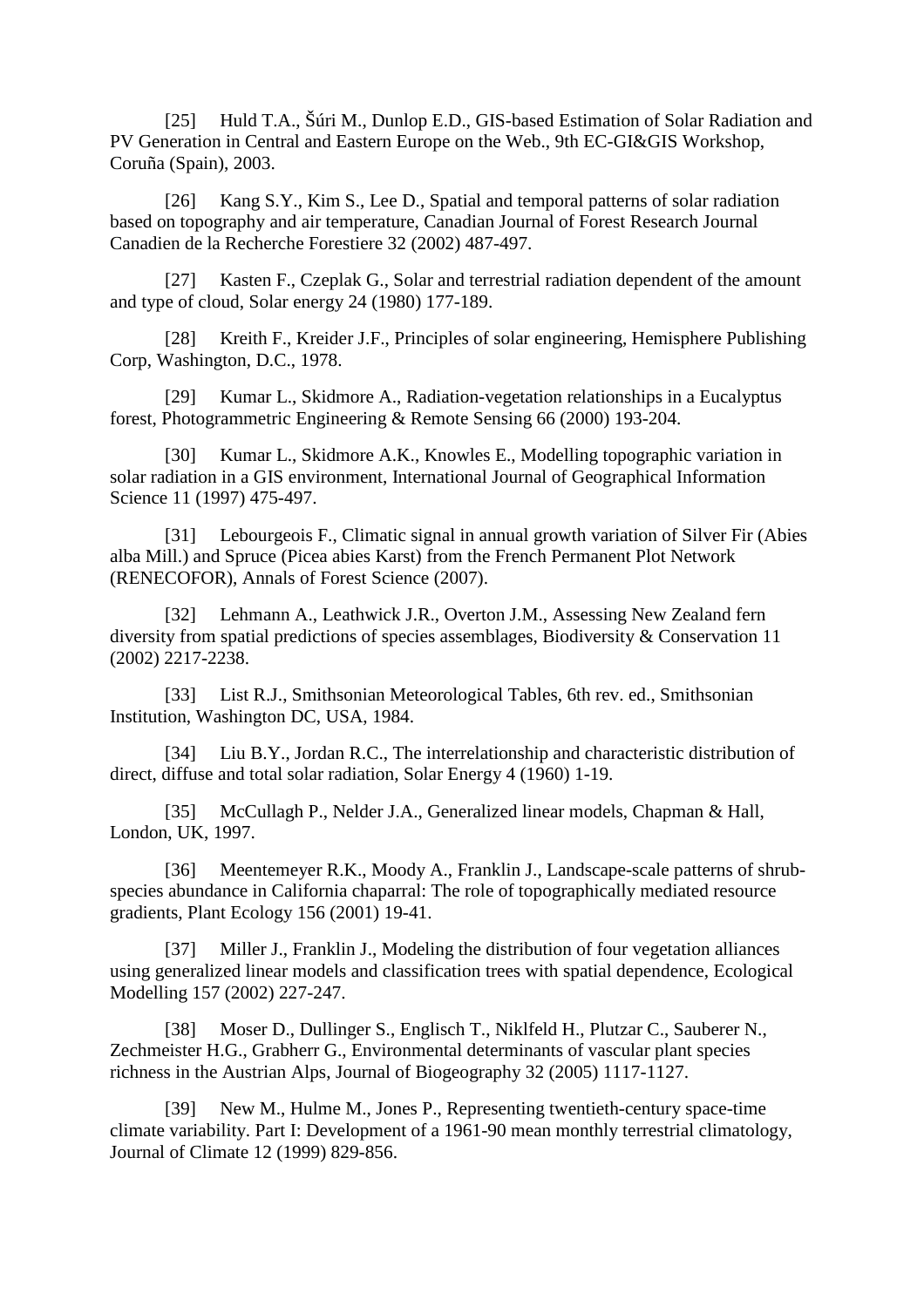[25] Huld T.A., Šúri M., Dunlop E.D., GIS-based Estimation of Solar Radiation and PV Generation in Central and Eastern Europe on the Web., 9th EC-GI&GIS Workshop, Coruña (Spain), 2003.

[26] Kang S.Y., Kim S., Lee D., Spatial and temporal patterns of solar radiation based on topography and air temperature, Canadian Journal of Forest Research Journal Canadien de la Recherche Forestiere 32 (2002) 487-497.

[27] Kasten F., Czeplak G., Solar and terrestrial radiation dependent of the amount and type of cloud, Solar energy 24 (1980) 177-189.

[28] Kreith F., Kreider J.F., Principles of solar engineering, Hemisphere Publishing Corp, Washington, D.C., 1978.

[29] Kumar L., Skidmore A., Radiation-vegetation relationships in a Eucalyptus forest, Photogrammetric Engineering & Remote Sensing 66 (2000) 193-204.

[30] Kumar L., Skidmore A.K., Knowles E., Modelling topographic variation in solar radiation in a GIS environment, International Journal of Geographical Information Science 11 (1997) 475-497.

[31] Lebourgeois F., Climatic signal in annual growth variation of Silver Fir (Abies alba Mill.) and Spruce (Picea abies Karst) from the French Permanent Plot Network (RENECOFOR), Annals of Forest Science (2007).

[32] Lehmann A., Leathwick J.R., Overton J.M., Assessing New Zealand fern diversity from spatial predictions of species assemblages, Biodiversity & Conservation 11 (2002) 2217-2238.

[33] List R.J., Smithsonian Meteorological Tables, 6th rev. ed., Smithsonian Institution, Washington DC, USA, 1984.

[34] Liu B.Y., Jordan R.C., The interrelationship and characteristic distribution of direct, diffuse and total solar radiation, Solar Energy 4 (1960) 1-19.

[35] McCullagh P., Nelder J.A., Generalized linear models, Chapman & Hall, London, UK, 1997.

[36] Meentemeyer R.K., Moody A., Franklin J., Landscape-scale patterns of shrub-species abundance in California chaparral: The role of topographically mediated resource gradients, Plant Ecology 156 (2001) 19-41.

[37] Miller J., Franklin J., Modeling the distribution of four vegetation alliances using generalized linear models and classification trees with spatial dependence, Ecological Modelling 157 (2002) 227-247.

[38] Moser D., Dullinger S., Englisch T., Niklfeld H., Plutzar C., Sauberer N., Zechmeister H.G., Grabherr G., Environmental determinants of vascular plant species richness in the Austrian Alps, Journal of Biogeography 32 (2005) 1117-1127.

[39] New M., Hulme M., Jones P., Representing twentieth-century space-time climate variability. Part I: Development of a 1961-90 mean monthly terrestrial climatology, Journal of Climate 12 (1999) 829-856.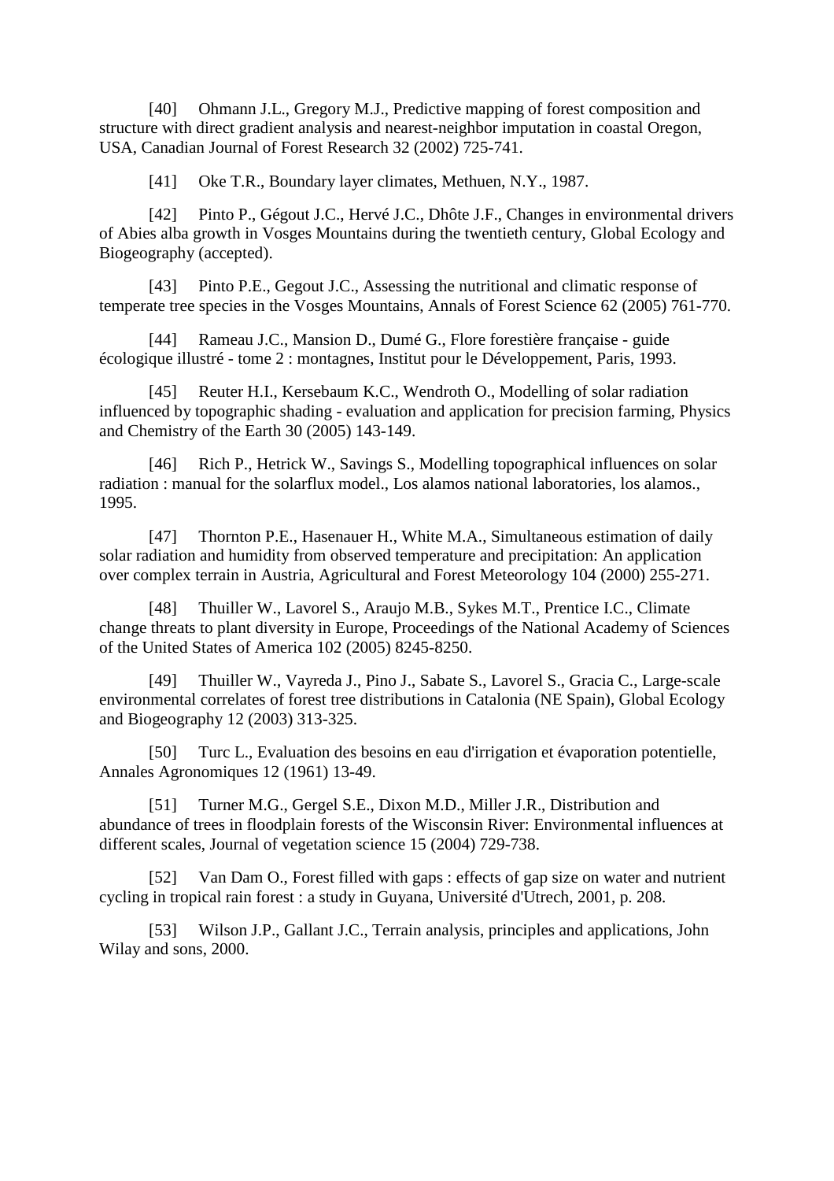[40] Ohmann J.L., Gregory M.J., Predictive mapping of forest composition and structure with direct gradient analysis and nearest-neighbor imputation in coastal Oregon, USA, Canadian Journal of Forest Research 32 (2002) 725-741.

[41] Oke T.R., Boundary layer climates, Methuen, N.Y., 1987.

[42] Pinto P., Gégout J.C., Hervé J.C., Dhôte J.F., Changes in environmental drivers of Abies alba growth in Vosges Mountains during the twentieth century, Global Ecology and Biogeography (accepted).

[43] Pinto P.E., Gegout J.C., Assessing the nutritional and climatic response of temperate tree species in the Vosges Mountains, Annals of Forest Science 62 (2005) 761-770.

[44] Rameau J.C., Mansion D., Dumé G., Flore forestière française - guide écologique illustré - tome 2 : montagnes, Institut pour le Développement, Paris, 1993.

[45] Reuter H.I., Kersebaum K.C., Wendroth O., Modelling of solar radiation influenced by topographic shading - evaluation and application for precision farming, Physics and Chemistry of the Earth 30 (2005) 143-149.

[46] Rich P., Hetrick W., Savings S., Modelling topographical influences on solar radiation : manual for the solarflux model., Los alamos national laboratories, los alamos., 1995.

[47] Thornton P.E., Hasenauer H., White M.A., Simultaneous estimation of daily solar radiation and humidity from observed temperature and precipitation: An application over complex terrain in Austria, Agricultural and Forest Meteorology 104 (2000) 255-271.

[48] Thuiller W., Lavorel S., Araujo M.B., Sykes M.T., Prentice I.C., Climate change threats to plant diversity in Europe, Proceedings of the National Academy of Sciences of the United States of America 102 (2005) 8245-8250.

[49] Thuiller W., Vayreda J., Pino J., Sabate S., Lavorel S., Gracia C., Large-scale environmental correlates of forest tree distributions in Catalonia (NE Spain), Global Ecology and Biogeography 12 (2003) 313-325.

[50] Turc L., Evaluation des besoins en eau d'irrigation et évaporation potentielle, Annales Agronomiques 12 (1961) 13-49.

[51] Turner M.G., Gergel S.E., Dixon M.D., Miller J.R., Distribution and abundance of trees in floodplain forests of the Wisconsin River: Environmental influences at different scales, Journal of vegetation science 15 (2004) 729-738.

[52] Van Dam O., Forest filled with gaps : effects of gap size on water and nutrient cycling in tropical rain forest : a study in Guyana, Université d'Utrech, 2001, p. 208.

[53] Wilson J.P., Gallant J.C., Terrain analysis, principles and applications, John Wilay and sons, 2000.